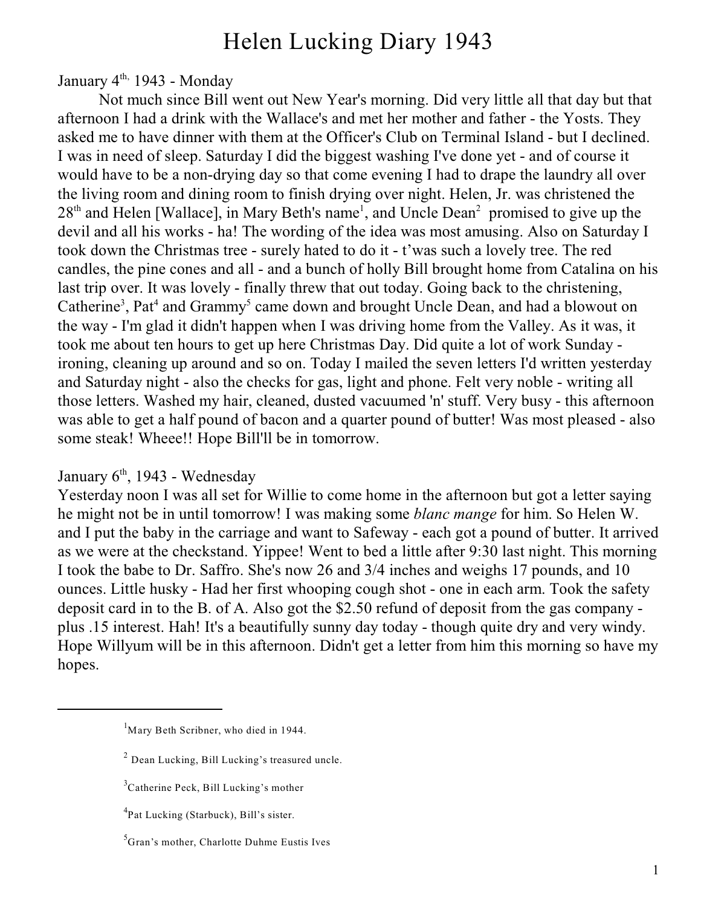# Helen Lucking Diary 1943

January 4th, 1943 - Monday

Not much since Bill went out New Year's morning. Did very little all that day but that afternoon I had a drink with the Wallace's and met her mother and father - the Yosts. They asked me to have dinner with them at the Officer's Club on Terminal Island - but I declined. I was in need of sleep. Saturday I did the biggest washing I've done yet - and of course it would have to be a non-drying day so that come evening I had to drape the laundry all over the living room and dining room to finish drying over night. Helen, Jr. was christened the 28th and Helen [Wallace], in Mary Beth's name[1], and Uncle Dean[2] promised to give up the devil and all his works - ha! The wording of the idea was most amusing. Also on Saturday I took down the Christmas tree - surely hated to do it - t'was such a lovely tree. The red candles, the pine cones and all - and a bunch of holly Bill brought home from Catalina on his last trip over. It was lovely - finally threw that out today. Going back to the christening, Catherine[3], Pat[4] and Grammy[5] came down and brought Uncle Dean, and had a blowout on the way - I'm glad it didn't happen when I was driving home from the Valley. As it was, it took me about ten hours to get up here Christmas Day. Did quite a lot of work Sunday - ironing, cleaning up around and so on. Today I mailed the seven letters I'd written yesterday and Saturday night - also the checks for gas, light and phone. Felt very noble - writing all those letters. Washed my hair, cleaned, dusted vacuumed 'n' stuff. Very busy - this afternoon was able to get a half pound of bacon and a quarter pound of butter! Was most pleased - also some steak! Wheee!! Hope Bill'll be in tomorrow.

January 6th, 1943 - Wednesday

Yesterday noon I was all set for Willie to come home in the afternoon but got a letter saying he might not be in until tomorrow! I was making some *blanc mange* for him. So Helen W. and I put the baby in the carriage and want to Safeway - each got a pound of butter. It arrived as we were at the checkstand. Yippee! Went to bed a little after 9:30 last night. This morning I took the babe to Dr. Saffro. She's now 26 and 3/4 inches and weighs 17 pounds, and 10 ounces. Little husky - Had her first whooping cough shot - one in each arm. Took the safety deposit card in to the B. of A. Also got the $2.50 refund of deposit from the gas company - plus .15 interest. Hah! It's a beautifully sunny day today - though quite dry and very windy. Hope Willyum will be in this afternoon. Didn't get a letter from him this morning so have my hopes.

---

[1] Mary Beth Scribner, who died in 1944.

[2] Dean Lucking, Bill Lucking's treasured uncle.

[3] Catherine Peck, Bill Lucking's mother

[4] Pat Lucking (Starbuck), Bill's sister.

[5] Gran's mother, Charlotte Duhme Eustis Ives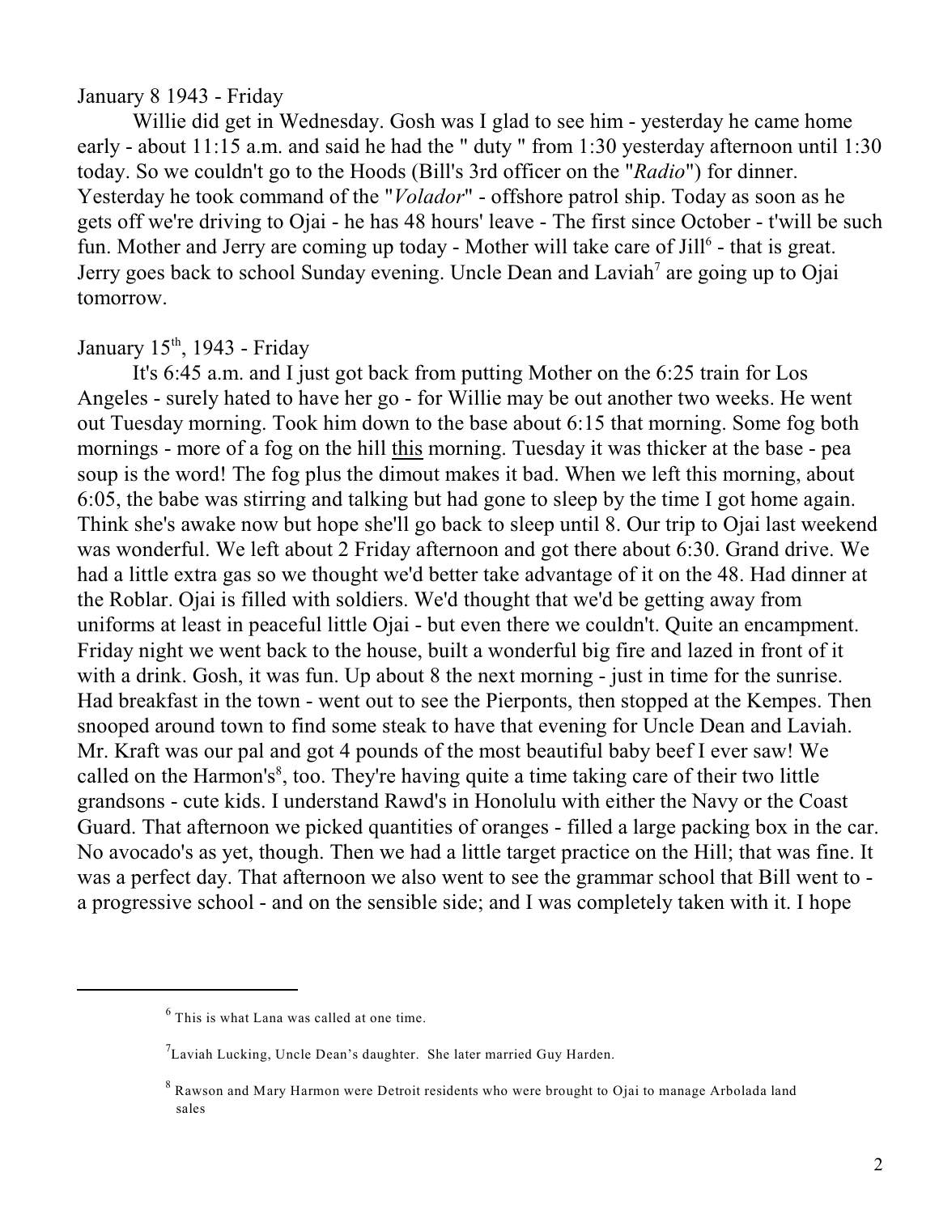January 8 1943 - Friday

Willie did get in Wednesday. Gosh was I glad to see him - yesterday he came home early - about 11:15 a.m. and said he had the " duty " from 1:30 yesterday afternoon until 1:30 today. So we couldn't go to the Hoods (Bill's 3rd officer on the "*Radio*") for dinner. Yesterday he took command of the "*Volador*" - offshore patrol ship. Today as soon as he gets off we're driving to Ojai - he has 48 hours' leave - The first since October - t'will be such fun. Mother and Jerry are coming up today - Mother will take care of Jill[6] - that is great. Jerry goes back to school Sunday evening. Uncle Dean and Laviah[7] are going up to Ojai tomorrow.

January 15th, 1943 - Friday

It's 6:45 a.m. and I just got back from putting Mother on the 6:25 train for Los Angeles - surely hated to have her go - for Willie may be out another two weeks. He went out Tuesday morning. Took him down to the base about 6:15 that morning. Some fog both mornings - more of a fog on the hill this morning. Tuesday it was thicker at the base - pea soup is the word! The fog plus the dimout makes it bad. When we left this morning, about 6:05, the babe was stirring and talking but had gone to sleep by the time I got home again. Think she's awake now but hope she'll go back to sleep until 8. Our trip to Ojai last weekend was wonderful. We left about 2 Friday afternoon and got there about 6:30. Grand drive. We had a little extra gas so we thought we'd better take advantage of it on the 48. Had dinner at the Roblar. Ojai is filled with soldiers. We'd thought that we'd be getting away from uniforms at least in peaceful little Ojai - but even there we couldn't. Quite an encampment. Friday night we went back to the house, built a wonderful big fire and lazed in front of it with a drink. Gosh, it was fun. Up about 8 the next morning - just in time for the sunrise. Had breakfast in the town - went out to see the Pierponts, then stopped at the Kempes. Then snooped around town to find some steak to have that evening for Uncle Dean and Laviah. Mr. Kraft was our pal and got 4 pounds of the most beautiful baby beef I ever saw! We called on the Harmon's[8], too. They're having quite a time taking care of their two little grandsons - cute kids. I understand Rawd's in Honolulu with either the Navy or the Coast Guard. That afternoon we picked quantities of oranges - filled a large packing box in the car. No avocado's as yet, though. Then we had a little target practice on the Hill; that was fine. It was a perfect day. That afternoon we also went to see the grammar school that Bill went to - a progressive school - and on the sensible side; and I was completely taken with it. I hope

---

[6] This is what Lana was called at one time.

[7] Laviah Lucking, Uncle Dean's daughter. She later married Guy Harden.

[8] Rawson and Mary Harmon were Detroit residents who were brought to Ojai to manage Arbolada land sales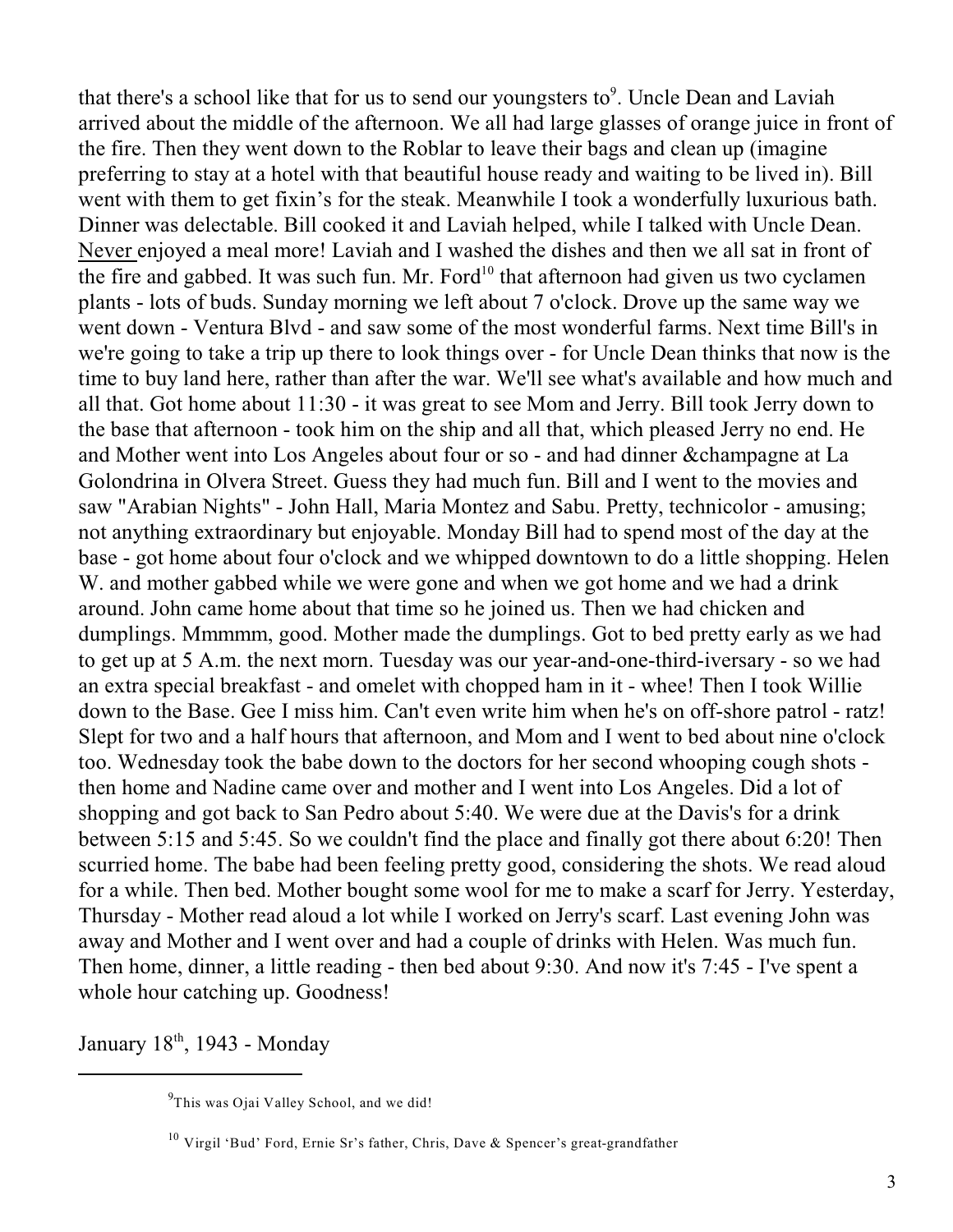that there's a school like that for us to send our youngsters to[9]. Uncle Dean and Laviah arrived about the middle of the afternoon. We all had large glasses of orange juice in front of the fire. Then they went down to the Roblar to leave their bags and clean up (imagine preferring to stay at a hotel with that beautiful house ready and waiting to be lived in). Bill went with them to get fixin's for the steak. Meanwhile I took a wonderfully luxurious bath. Dinner was delectable. Bill cooked it and Laviah helped, while I talked with Uncle Dean. Never enjoyed a meal more! Laviah and I washed the dishes and then we all sat in front of the fire and gabbed. It was such fun. Mr. Ford[10] that afternoon had given us two cyclamen plants - lots of buds. Sunday morning we left about 7 o'clock. Drove up the same way we went down - Ventura Blvd - and saw some of the most wonderful farms. Next time Bill's in we're going to take a trip up there to look things over - for Uncle Dean thinks that now is the time to buy land here, rather than after the war. We'll see what's available and how much and all that. Got home about 11:30 - it was great to see Mom and Jerry. Bill took Jerry down to the base that afternoon - took him on the ship and all that, which pleased Jerry no end. He and Mother went into Los Angeles about four or so - and had dinner &champagne at La Golondrina in Olvera Street. Guess they had much fun. Bill and I went to the movies and saw "Arabian Nights" - John Hall, Maria Montez and Sabu. Pretty, technicolor - amusing; not anything extraordinary but enjoyable. Monday Bill had to spend most of the day at the base - got home about four o'clock and we whipped downtown to do a little shopping. Helen W. and mother gabbed while we were gone and when we got home and we had a drink around. John came home about that time so he joined us. Then we had chicken and dumplings. Mmmmm, good. Mother made the dumplings. Got to bed pretty early as we had to get up at 5 A.m. the next morn. Tuesday was our year-and-one-third-iversary - so we had an extra special breakfast - and omelet with chopped ham in it - whee! Then I took Willie down to the Base. Gee I miss him. Can't even write him when he's on off-shore patrol - ratz! Slept for two and a half hours that afternoon, and Mom and I went to bed about nine o'clock too. Wednesday took the babe down to the doctors for her second whooping cough shots - then home and Nadine came over and mother and I went into Los Angeles. Did a lot of shopping and got back to San Pedro about 5:40. We were due at the Davis's for a drink between 5:15 and 5:45. So we couldn't find the place and finally got there about 6:20! Then scurried home. The babe had been feeling pretty good, considering the shots. We read aloud for a while. Then bed. Mother bought some wool for me to make a scarf for Jerry. Yesterday, Thursday - Mother read aloud a lot while I worked on Jerry's scarf. Last evening John was away and Mother and I went over and had a couple of drinks with Helen. Was much fun. Then home, dinner, a little reading - then bed about 9:30. And now it's 7:45 - I've spent a whole hour catching up. Goodness!

January 18th, 1943 - Monday

---

[9] This was Ojai Valley School, and we did!

[10] Virgil 'Bud' Ford, Ernie Sr's father, Chris, Dave & Spencer's great-grandfather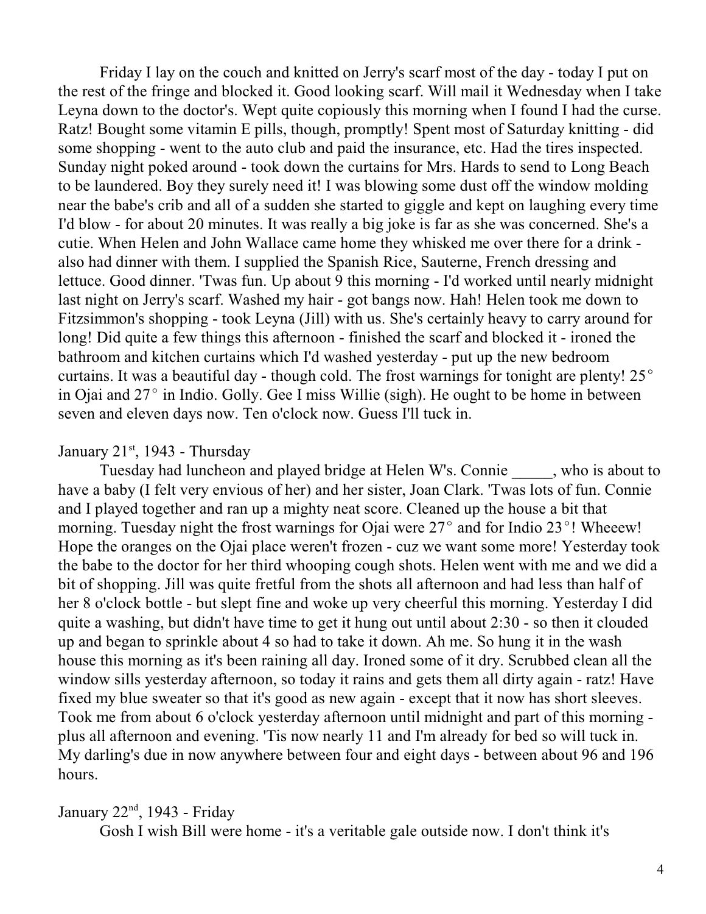Friday I lay on the couch and knitted on Jerry's scarf most of the day - today I put on the rest of the fringe and blocked it. Good looking scarf. Will mail it Wednesday when I take Leyna down to the doctor's. Wept quite copiously this morning when I found I had the curse. Ratz! Bought some vitamin E pills, though, promptly! Spent most of Saturday knitting - did some shopping - went to the auto club and paid the insurance, etc. Had the tires inspected. Sunday night poked around - took down the curtains for Mrs. Hards to send to Long Beach to be laundered. Boy they surely need it! I was blowing some dust off the window molding near the babe's crib and all of a sudden she started to giggle and kept on laughing every time I'd blow - for about 20 minutes. It was really a big joke is far as she was concerned. She's a cutie. When Helen and John Wallace came home they whisked me over there for a drink - also had dinner with them. I supplied the Spanish Rice, Sauterne, French dressing and lettuce. Good dinner. 'Twas fun. Up about 9 this morning - I'd worked until nearly midnight last night on Jerry's scarf. Washed my hair - got bangs now. Hah! Helen took me down to Fitzsimmon's shopping - took Leyna (Jill) with us. She's certainly heavy to carry around for long! Did quite a few things this afternoon - finished the scarf and blocked it - ironed the bathroom and kitchen curtains which I'd washed yesterday - put up the new bedroom curtains. It was a beautiful day - though cold. The frost warnings for tonight are plenty! 25° in Ojai and 27° in Indio. Golly. Gee I miss Willie (sigh). He ought to be home in between seven and eleven days now. Ten o'clock now. Guess I'll tuck in.

January 21st, 1943 - Thursday

Tuesday had luncheon and played bridge at Helen W's. Connie _____, who is about to have a baby (I felt very envious of her) and her sister, Joan Clark. 'Twas lots of fun. Connie and I played together and ran up a mighty neat score. Cleaned up the house a bit that morning. Tuesday night the frost warnings for Ojai were 27° and for Indio 23°! Wheeew! Hope the oranges on the Ojai place weren't frozen - cuz we want some more! Yesterday took the babe to the doctor for her third whooping cough shots. Helen went with me and we did a bit of shopping. Jill was quite fretful from the shots all afternoon and had less than half of her 8 o'clock bottle - but slept fine and woke up very cheerful this morning. Yesterday I did quite a washing, but didn't have time to get it hung out until about 2:30 - so then it clouded up and began to sprinkle about 4 so had to take it down. Ah me. So hung it in the wash house this morning as it's been raining all day. Ironed some of it dry. Scrubbed clean all the window sills yesterday afternoon, so today it rains and gets them all dirty again - ratz! Have fixed my blue sweater so that it's good as new again - except that it now has short sleeves. Took me from about 6 o'clock yesterday afternoon until midnight and part of this morning - plus all afternoon and evening. 'Tis now nearly 11 and I'm already for bed so will tuck in. My darling's due in now anywhere between four and eight days - between about 96 and 196 hours.

January 22nd, 1943 - Friday

Gosh I wish Bill were home - it's a veritable gale outside now. I don't think it's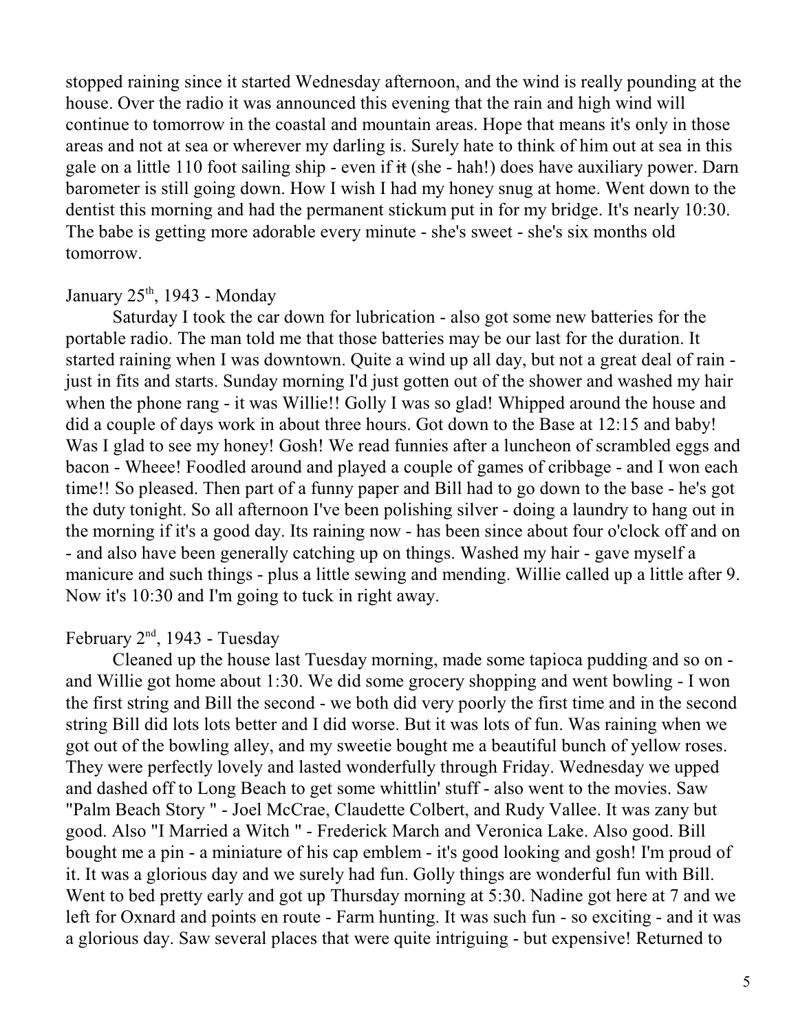stopped raining since it started Wednesday afternoon, and the wind is really pounding at the house. Over the radio it was announced this evening that the rain and high wind will continue to tomorrow in the coastal and mountain areas. Hope that means it's only in those areas and not at sea or wherever my darling is. Surely hate to think of him out at sea in this gale on a little 110 foot sailing ship - even if ~~it~~ (she - hah!) does have auxiliary power. Darn barometer is still going down. How I wish I had my honey snug at home. Went down to the dentist this morning and had the permanent stickum put in for my bridge. It's nearly 10:30. The babe is getting more adorable every minute - she's sweet - she's six months old tomorrow.

January 25th, 1943 - Monday

Saturday I took the car down for lubrication - also got some new batteries for the portable radio. The man told me that those batteries may be our last for the duration. It started raining when I was downtown. Quite a wind up all day, but not a great deal of rain - just in fits and starts. Sunday morning I'd just gotten out of the shower and washed my hair when the phone rang - it was Willie!! Golly I was so glad! Whipped around the house and did a couple of days work in about three hours. Got down to the Base at 12:15 and baby! Was I glad to see my honey! Gosh! We read funnies after a luncheon of scrambled eggs and bacon - Wheee! Foodled around and played a couple of games of cribbage - and I won each time!! So pleased. Then part of a funny paper and Bill had to go down to the base - he's got the duty tonight. So all afternoon I've been polishing silver - doing a laundry to hang out in the morning if it's a good day. Its raining now - has been since about four o'clock off and on - and also have been generally catching up on things. Washed my hair - gave myself a manicure and such things - plus a little sewing and mending. Willie called up a little after 9. Now it's 10:30 and I'm going to tuck in right away.

February 2nd, 1943 - Tuesday

Cleaned up the house last Tuesday morning, made some tapioca pudding and so on - and Willie got home about 1:30. We did some grocery shopping and went bowling - I won the first string and Bill the second - we both did very poorly the first time and in the second string Bill did lots lots better and I did worse. But it was lots of fun. Was raining when we got out of the bowling alley, and my sweetie bought me a beautiful bunch of yellow roses. They were perfectly lovely and lasted wonderfully through Friday. Wednesday we upped and dashed off to Long Beach to get some whittlin' stuff - also went to the movies. Saw "Palm Beach Story " - Joel McCrae, Claudette Colbert, and Rudy Vallee. It was zany but good. Also "I Married a Witch " - Frederick March and Veronica Lake. Also good. Bill bought me a pin - a miniature of his cap emblem - it's good looking and gosh! I'm proud of it. It was a glorious day and we surely had fun. Golly things are wonderful fun with Bill. Went to bed pretty early and got up Thursday morning at 5:30. Nadine got here at 7 and we left for Oxnard and points en route - Farm hunting. It was such fun - so exciting - and it was a glorious day. Saw several places that were quite intriguing - but expensive! Returned to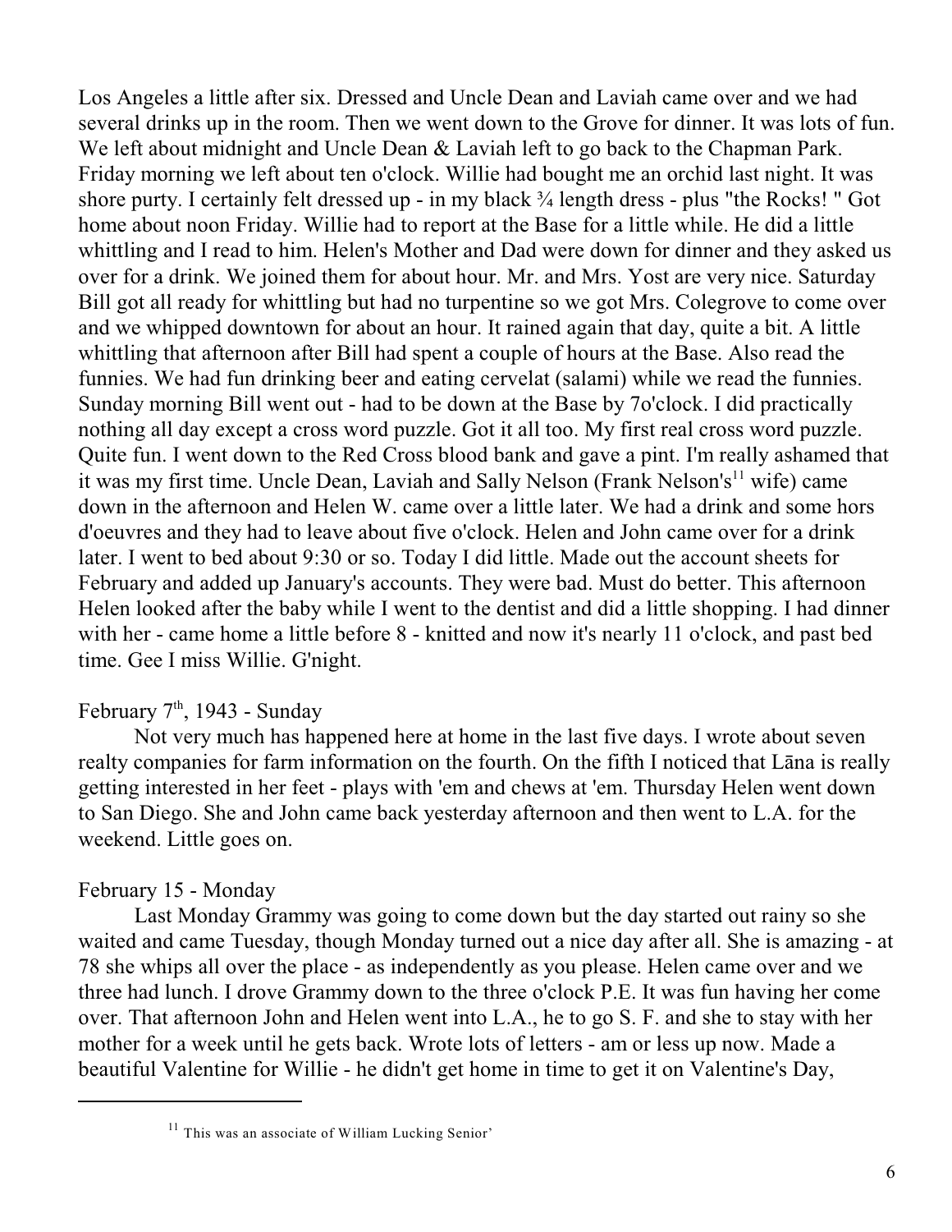Los Angeles a little after six. Dressed and Uncle Dean and Laviah came over and we had several drinks up in the room. Then we went down to the Grove for dinner. It was lots of fun. We left about midnight and Uncle Dean & Laviah left to go back to the Chapman Park. Friday morning we left about ten o'clock. Willie had bought me an orchid last night. It was shore purty. I certainly felt dressed up - in my black ¾ length dress - plus "the Rocks! " Got home about noon Friday. Willie had to report at the Base for a little while. He did a little whittling and I read to him. Helen's Mother and Dad were down for dinner and they asked us over for a drink. We joined them for about hour. Mr. and Mrs. Yost are very nice. Saturday Bill got all ready for whittling but had no turpentine so we got Mrs. Colegrove to come over and we whipped downtown for about an hour. It rained again that day, quite a bit. A little whittling that afternoon after Bill had spent a couple of hours at the Base. Also read the funnies. We had fun drinking beer and eating cervelat (salami) while we read the funnies. Sunday morning Bill went out - had to be down at the Base by 7o'clock. I did practically nothing all day except a cross word puzzle. Got it all too. My first real cross word puzzle. Quite fun. I went down to the Red Cross blood bank and gave a pint. I'm really ashamed that it was my first time. Uncle Dean, Laviah and Sally Nelson (Frank Nelson's[11] wife) came down in the afternoon and Helen W. came over a little later. We had a drink and some hors d'oeuvres and they had to leave about five o'clock. Helen and John came over for a drink later. I went to bed about 9:30 or so. Today I did little. Made out the account sheets for February and added up January's accounts. They were bad. Must do better. This afternoon Helen looked after the baby while I went to the dentist and did a little shopping. I had dinner with her - came home a little before 8 - knitted and now it's nearly 11 o'clock, and past bed time. Gee I miss Willie. G'night.

February 7th, 1943 - Sunday

Not very much has happened here at home in the last five days. I wrote about seven realty companies for farm information on the fourth. On the fifth I noticed that Lāna is really getting interested in her feet - plays with 'em and chews at 'em. Thursday Helen went down to San Diego. She and John came back yesterday afternoon and then went to L.A. for the weekend. Little goes on.

February 15 - Monday

Last Monday Grammy was going to come down but the day started out rainy so she waited and came Tuesday, though Monday turned out a nice day after all. She is amazing - at 78 she whips all over the place - as independently as you please. Helen came over and we three had lunch. I drove Grammy down to the three o'clock P.E. It was fun having her come over. That afternoon John and Helen went into L.A., he to go S. F. and she to stay with her mother for a week until he gets back. Wrote lots of letters - am or less up now. Made a beautiful Valentine for Willie - he didn't get home in time to get it on Valentine's Day,

---

[11] This was an associate of William Lucking Senior'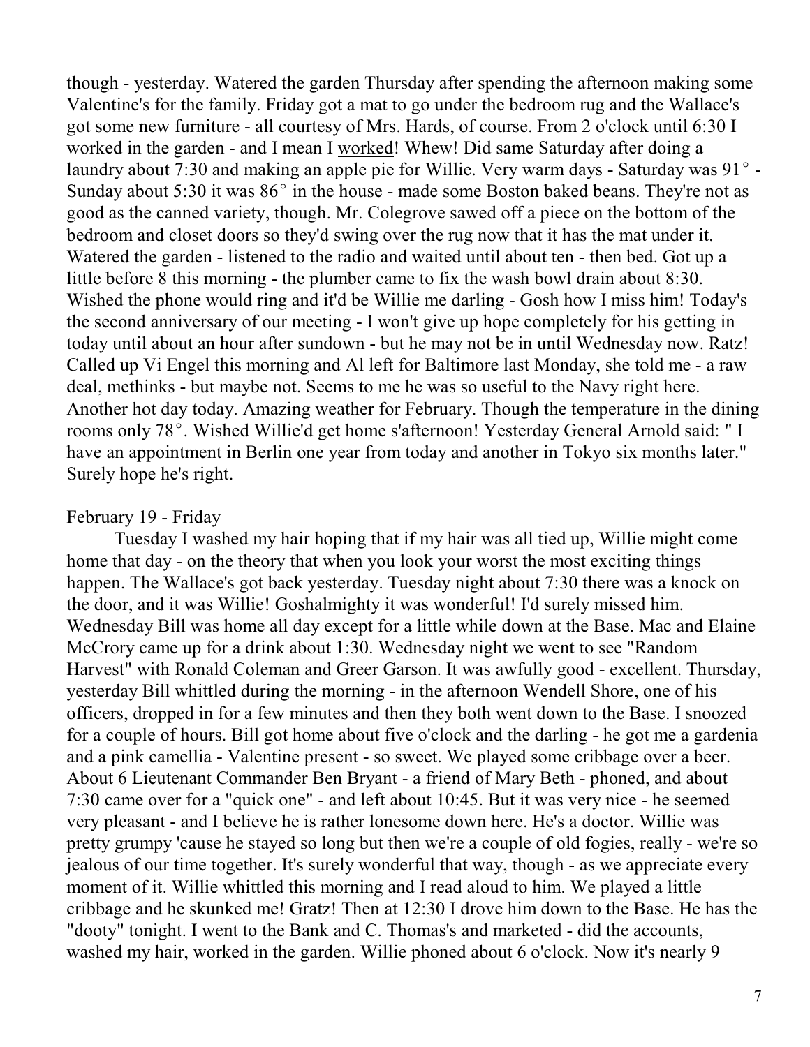though - yesterday. Watered the garden Thursday after spending the afternoon making some Valentine's for the family. Friday got a mat to go under the bedroom rug and the Wallace's got some new furniture - all courtesy of Mrs. Hards, of course. From 2 o'clock until 6:30 I worked in the garden - and I mean I <u>worked</u>! Whew! Did same Saturday after doing a laundry about 7:30 and making an apple pie for Willie. Very warm days - Saturday was 91° - Sunday about 5:30 it was 86° in the house - made some Boston baked beans. They're not as good as the canned variety, though. Mr. Colegrove sawed off a piece on the bottom of the bedroom and closet doors so they'd swing over the rug now that it has the mat under it. Watered the garden - listened to the radio and waited until about ten - then bed. Got up a little before 8 this morning - the plumber came to fix the wash bowl drain about 8:30. Wished the phone would ring and it'd be Willie me darling - Gosh how I miss him! Today's the second anniversary of our meeting - I won't give up hope completely for his getting in today until about an hour after sundown - but he may not be in until Wednesday now. Ratz! Called up Vi Engel this morning and Al left for Baltimore last Monday, she told me - a raw deal, methinks - but maybe not. Seems to me he was so useful to the Navy right here. Another hot day today. Amazing weather for February. Though the temperature in the dining rooms only 78°. Wished Willie'd get home s'afternoon! Yesterday General Arnold said: " I have an appointment in Berlin one year from today and another in Tokyo six months later." Surely hope he's right.

February 19 - Friday

Tuesday I washed my hair hoping that if my hair was all tied up, Willie might come home that day - on the theory that when you look your worst the most exciting things happen. The Wallace's got back yesterday. Tuesday night about 7:30 there was a knock on the door, and it was Willie! Goshalmighty it was wonderful! I'd surely missed him. Wednesday Bill was home all day except for a little while down at the Base. Mac and Elaine McCrory came up for a drink about 1:30. Wednesday night we went to see "Random Harvest" with Ronald Coleman and Greer Garson. It was awfully good - excellent. Thursday, yesterday Bill whittled during the morning - in the afternoon Wendell Shore, one of his officers, dropped in for a few minutes and then they both went down to the Base. I snoozed for a couple of hours. Bill got home about five o'clock and the darling - he got me a gardenia and a pink camellia - Valentine present - so sweet. We played some cribbage over a beer. About 6 Lieutenant Commander Ben Bryant - a friend of Mary Beth - phoned, and about 7:30 came over for a "quick one" - and left about 10:45. But it was very nice - he seemed very pleasant - and I believe he is rather lonesome down here. He's a doctor. Willie was pretty grumpy 'cause he stayed so long but then we're a couple of old fogies, really - we're so jealous of our time together. It's surely wonderful that way, though - as we appreciate every moment of it. Willie whittled this morning and I read aloud to him. We played a little cribbage and he skunked me! Gratz! Then at 12:30 I drove him down to the Base. He has the "dooty" tonight. I went to the Bank and C. Thomas's and marketed - did the accounts, washed my hair, worked in the garden. Willie phoned about 6 o'clock. Now it's nearly 9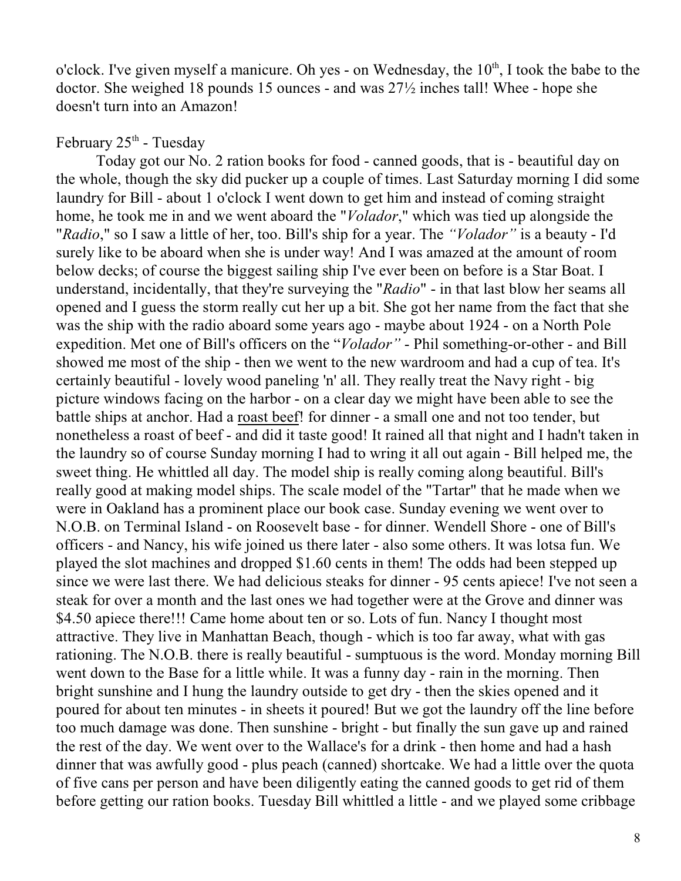o'clock. I've given myself a manicure. Oh yes - on Wednesday, the 10th, I took the babe to the doctor. She weighed 18 pounds 15 ounces - and was 27½ inches tall! Whee - hope she doesn't turn into an Amazon!

February 25th - Tuesday

Today got our No. 2 ration books for food - canned goods, that is - beautiful day on the whole, though the sky did pucker up a couple of times. Last Saturday morning I did some laundry for Bill - about 1 o'clock I went down to get him and instead of coming straight home, he took me in and we went aboard the "*Volador*," which was tied up alongside the "*Radio*," so I saw a little of her, too. Bill's ship for a year. The *"Volador"* is a beauty - I'd surely like to be aboard when she is under way! And I was amazed at the amount of room below decks; of course the biggest sailing ship I've ever been on before is a Star Boat. I understand, incidentally, that they're surveying the "*Radio*" - in that last blow her seams all opened and I guess the storm really cut her up a bit. She got her name from the fact that she was the ship with the radio aboard some years ago - maybe about 1924 - on a North Pole expedition. Met one of Bill's officers on the "*Volador"* - Phil something-or-other - and Bill showed me most of the ship - then we went to the new wardroom and had a cup of tea. It's certainly beautiful - lovely wood paneling 'n' all. They really treat the Navy right - big picture windows facing on the harbor - on a clear day we might have been able to see the battle ships at anchor. Had a <u>roast beef</u>! for dinner - a small one and not too tender, but nonetheless a roast of beef - and did it taste good! It rained all that night and I hadn't taken in the laundry so of course Sunday morning I had to wring it all out again - Bill helped me, the sweet thing. He whittled all day. The model ship is really coming along beautiful. Bill's really good at making model ships. The scale model of the "Tartar" that he made when we were in Oakland has a prominent place our book case. Sunday evening we went over to N.O.B. on Terminal Island - on Roosevelt base - for dinner. Wendell Shore - one of Bill's officers - and Nancy, his wife joined us there later - also some others. It was lotsa fun. We played the slot machines and dropped $1.60 cents in them! The odds had been stepped up since we were last there. We had delicious steaks for dinner - 95 cents apiece! I've not seen a steak for over a month and the last ones we had together were at the Grove and dinner was $4.50 apiece there!!! Came home about ten or so. Lots of fun. Nancy I thought most attractive. They live in Manhattan Beach, though - which is too far away, what with gas rationing. The N.O.B. there is really beautiful - sumptuous is the word. Monday morning Bill went down to the Base for a little while. It was a funny day - rain in the morning. Then bright sunshine and I hung the laundry outside to get dry - then the skies opened and it poured for about ten minutes - in sheets it poured! But we got the laundry off the line before too much damage was done. Then sunshine - bright - but finally the sun gave up and rained the rest of the day. We went over to the Wallace's for a drink - then home and had a hash dinner that was awfully good - plus peach (canned) shortcake. We had a little over the quota of five cans per person and have been diligently eating the canned goods to get rid of them before getting our ration books. Tuesday Bill whittled a little - and we played some cribbage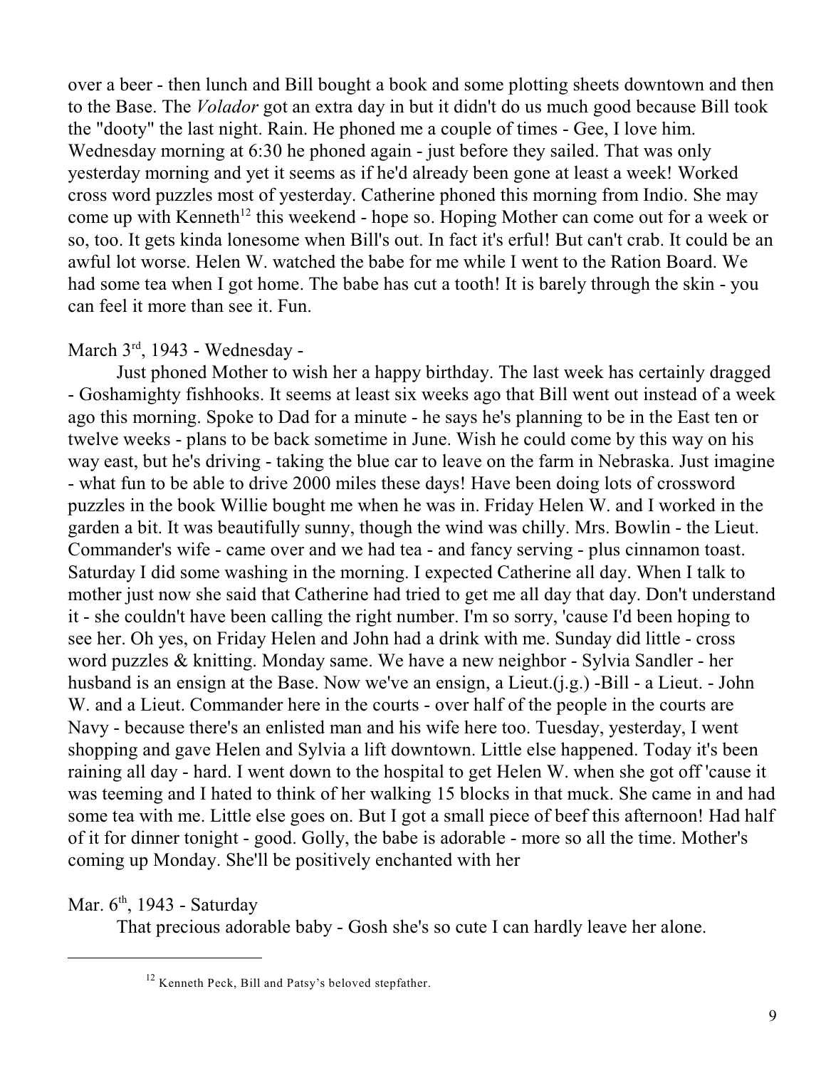over a beer - then lunch and Bill bought a book and some plotting sheets downtown and then to the Base. The *Volador* got an extra day in but it didn't do us much good because Bill took the "dooty" the last night. Rain. He phoned me a couple of times - Gee, I love him. Wednesday morning at 6:30 he phoned again - just before they sailed. That was only yesterday morning and yet it seems as if he'd already been gone at least a week! Worked cross word puzzles most of yesterday. Catherine phoned this morning from Indio. She may come up with Kenneth[12] this weekend - hope so. Hoping Mother can come out for a week or so, too. It gets kinda lonesome when Bill's out. In fact it's erful! But can't crab. It could be an awful lot worse. Helen W. watched the babe for me while I went to the Ration Board. We had some tea when I got home. The babe has cut a tooth! It is barely through the skin - you can feel it more than see it. Fun.

March 3rd, 1943 - Wednesday -

Just phoned Mother to wish her a happy birthday. The last week has certainly dragged - Goshamighty fishhooks. It seems at least six weeks ago that Bill went out instead of a week ago this morning. Spoke to Dad for a minute - he says he's planning to be in the East ten or twelve weeks - plans to be back sometime in June. Wish he could come by this way on his way east, but he's driving - taking the blue car to leave on the farm in Nebraska. Just imagine - what fun to be able to drive 2000 miles these days! Have been doing lots of crossword puzzles in the book Willie bought me when he was in. Friday Helen W. and I worked in the garden a bit. It was beautifully sunny, though the wind was chilly. Mrs. Bowlin - the Lieut. Commander's wife - came over and we had tea - and fancy serving - plus cinnamon toast. Saturday I did some washing in the morning. I expected Catherine all day. When I talk to mother just now she said that Catherine had tried to get me all day that day. Don't understand it - she couldn't have been calling the right number. I'm so sorry, 'cause I'd been hoping to see her. Oh yes, on Friday Helen and John had a drink with me. Sunday did little - cross word puzzles & knitting. Monday same. We have a new neighbor - Sylvia Sandler - her husband is an ensign at the Base. Now we've an ensign, a Lieut.(j.g.) -Bill - a Lieut. - John W. and a Lieut. Commander here in the courts - over half of the people in the courts are Navy - because there's an enlisted man and his wife here too. Tuesday, yesterday, I went shopping and gave Helen and Sylvia a lift downtown. Little else happened. Today it's been raining all day - hard. I went down to the hospital to get Helen W. when she got off 'cause it was teeming and I hated to think of her walking 15 blocks in that muck. She came in and had some tea with me. Little else goes on. But I got a small piece of beef this afternoon! Had half of it for dinner tonight - good. Golly, the babe is adorable - more so all the time. Mother's coming up Monday. She'll be positively enchanted with her

Mar. 6th, 1943 - Saturday

That precious adorable baby - Gosh she's so cute I can hardly leave her alone.

[12] Kenneth Peck, Bill and Patsy's beloved stepfather.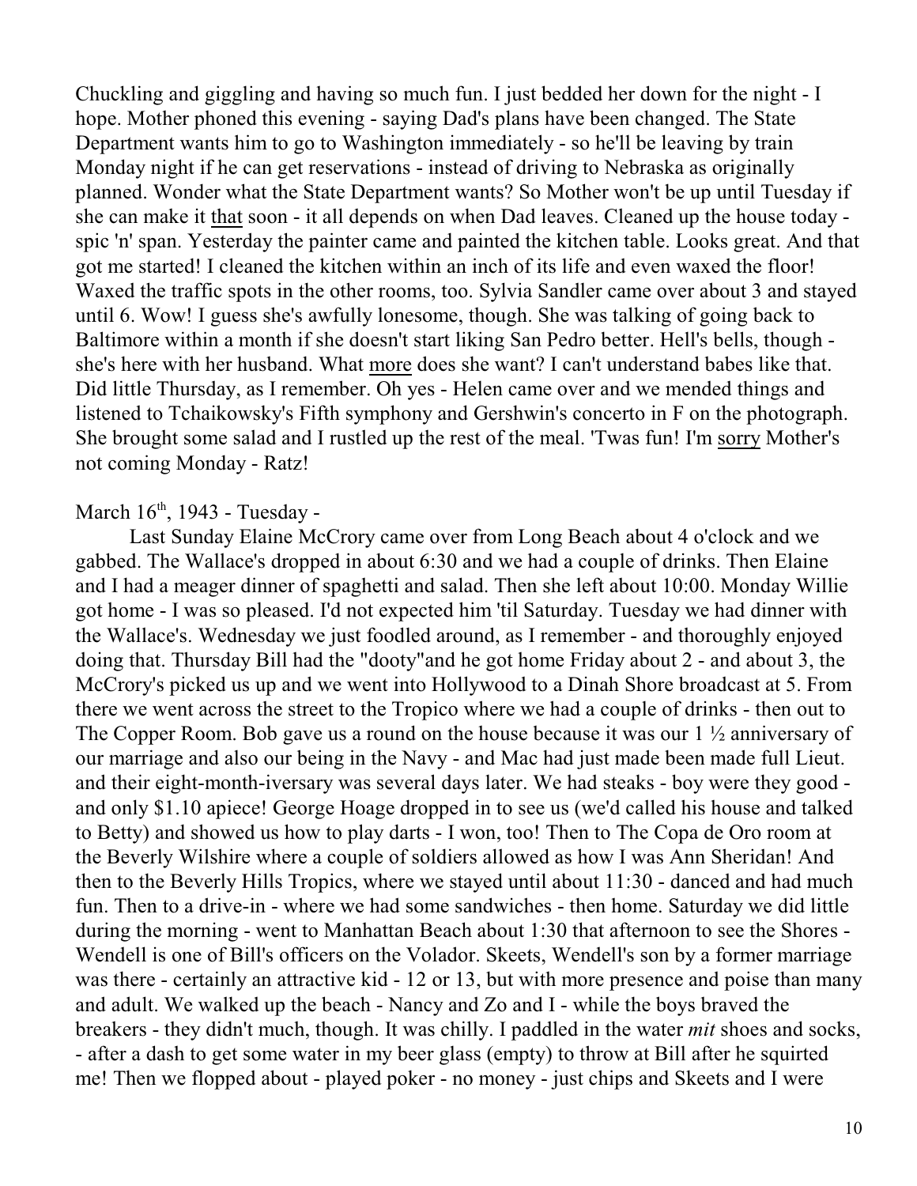Chuckling and giggling and having so much fun. I just bedded her down for the night - I hope. Mother phoned this evening - saying Dad's plans have been changed. The State Department wants him to go to Washington immediately - so he'll be leaving by train Monday night if he can get reservations - instead of driving to Nebraska as originally planned. Wonder what the State Department wants? So Mother won't be up until Tuesday if she can make it <u>that</u> soon - it all depends on when Dad leaves. Cleaned up the house today - spic 'n' span. Yesterday the painter came and painted the kitchen table. Looks great. And that got me started! I cleaned the kitchen within an inch of its life and even waxed the floor! Waxed the traffic spots in the other rooms, too. Sylvia Sandler came over about 3 and stayed until 6. Wow! I guess she's awfully lonesome, though. She was talking of going back to Baltimore within a month if she doesn't start liking San Pedro better. Hell's bells, though - she's here with her husband. What <u>more</u> does she want? I can't understand babes like that. Did little Thursday, as I remember. Oh yes - Helen came over and we mended things and listened to Tchaikowsky's Fifth symphony and Gershwin's concerto in F on the photograph. She brought some salad and I rustled up the rest of the meal. 'Twas fun! I'm <u>sorry</u> Mother's not coming Monday - Ratz!

March 16th, 1943 - Tuesday -

Last Sunday Elaine McCrory came over from Long Beach about 4 o'clock and we gabbed. The Wallace's dropped in about 6:30 and we had a couple of drinks. Then Elaine and I had a meager dinner of spaghetti and salad. Then she left about 10:00. Monday Willie got home - I was so pleased. I'd not expected him 'til Saturday. Tuesday we had dinner with the Wallace's. Wednesday we just foodled around, as I remember - and thoroughly enjoyed doing that. Thursday Bill had the "dooty"and he got home Friday about 2 - and about 3, the McCrory's picked us up and we went into Hollywood to a Dinah Shore broadcast at 5. From there we went across the street to the Tropico where we had a couple of drinks - then out to The Copper Room. Bob gave us a round on the house because it was our 1 ½ anniversary of our marriage and also our being in the Navy - and Mac had just made been made full Lieut. and their eight-month-iversary was several days later. We had steaks - boy were they good - and only $1.10 apiece! George Hoage dropped in to see us (we'd called his house and talked to Betty) and showed us how to play darts - I won, too! Then to The Copa de Oro room at the Beverly Wilshire where a couple of soldiers allowed as how I was Ann Sheridan! And then to the Beverly Hills Tropics, where we stayed until about 11:30 - danced and had much fun. Then to a drive-in - where we had some sandwiches - then home. Saturday we did little during the morning - went to Manhattan Beach about 1:30 that afternoon to see the Shores - Wendell is one of Bill's officers on the Volador. Skeets, Wendell's son by a former marriage was there - certainly an attractive kid - 12 or 13, but with more presence and poise than many and adult. We walked up the beach - Nancy and Zo and I - while the boys braved the breakers - they didn't much, though. It was chilly. I paddled in the water *mit* shoes and socks, - after a dash to get some water in my beer glass (empty) to throw at Bill after he squirted me! Then we flopped about - played poker - no money - just chips and Skeets and I were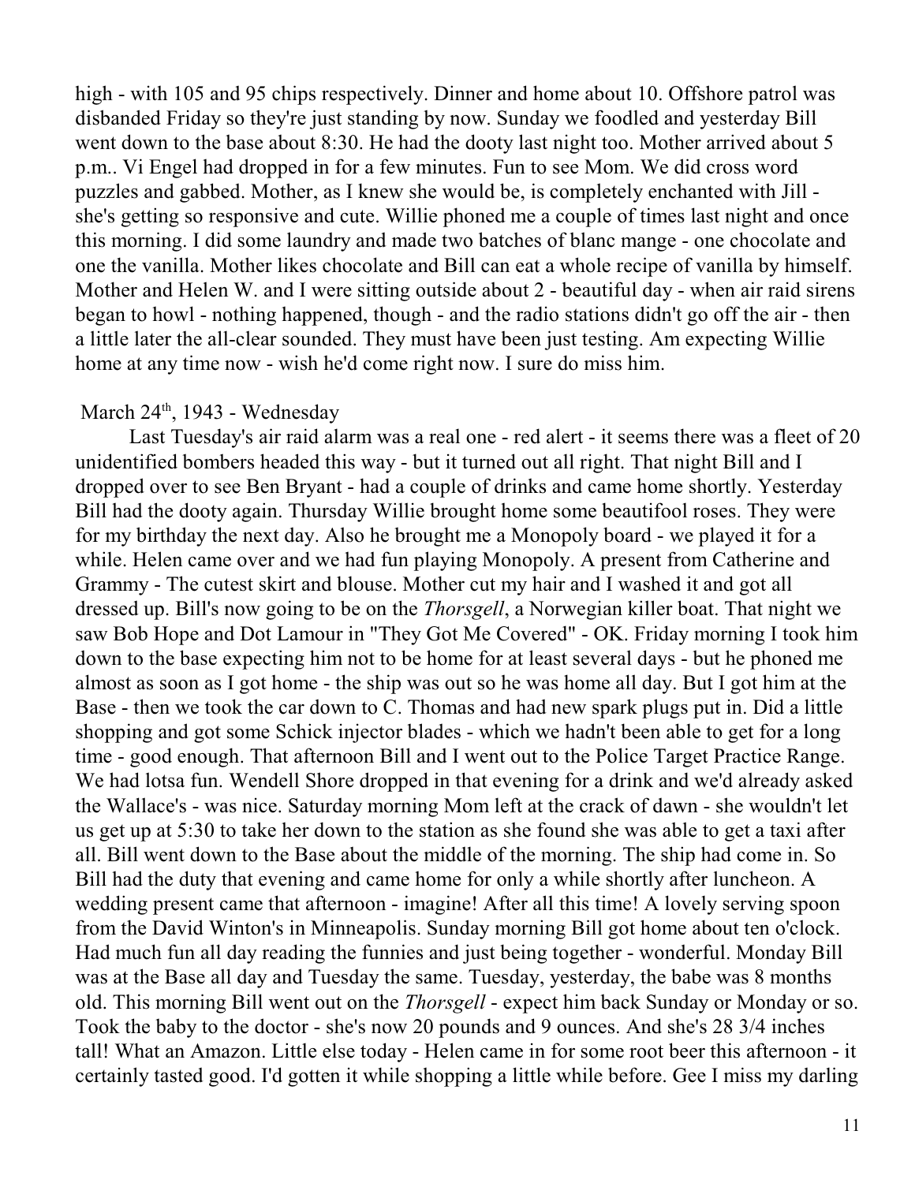high - with 105 and 95 chips respectively. Dinner and home about 10. Offshore patrol was disbanded Friday so they're just standing by now. Sunday we foodled and yesterday Bill went down to the base about 8:30. He had the dooty last night too. Mother arrived about 5 p.m.. Vi Engel had dropped in for a few minutes. Fun to see Mom. We did cross word puzzles and gabbed. Mother, as I knew she would be, is completely enchanted with Jill - she's getting so responsive and cute. Willie phoned me a couple of times last night and once this morning. I did some laundry and made two batches of blanc mange - one chocolate and one the vanilla. Mother likes chocolate and Bill can eat a whole recipe of vanilla by himself. Mother and Helen W. and I were sitting outside about 2 - beautiful day - when air raid sirens began to howl - nothing happened, though - and the radio stations didn't go off the air - then a little later the all-clear sounded. They must have been just testing. Am expecting Willie home at any time now - wish he'd come right now. I sure do miss him.

March 24th, 1943 - Wednesday

Last Tuesday's air raid alarm was a real one - red alert - it seems there was a fleet of 20 unidentified bombers headed this way - but it turned out all right. That night Bill and I dropped over to see Ben Bryant - had a couple of drinks and came home shortly. Yesterday Bill had the dooty again. Thursday Willie brought home some beautifool roses. They were for my birthday the next day. Also he brought me a Monopoly board - we played it for a while. Helen came over and we had fun playing Monopoly. A present from Catherine and Grammy - The cutest skirt and blouse. Mother cut my hair and I washed it and got all dressed up. Bill's now going to be on the *Thorsgell*, a Norwegian killer boat. That night we saw Bob Hope and Dot Lamour in "They Got Me Covered" - OK. Friday morning I took him down to the base expecting him not to be home for at least several days - but he phoned me almost as soon as I got home - the ship was out so he was home all day. But I got him at the Base - then we took the car down to C. Thomas and had new spark plugs put in. Did a little shopping and got some Schick injector blades - which we hadn't been able to get for a long time - good enough. That afternoon Bill and I went out to the Police Target Practice Range. We had lotsa fun. Wendell Shore dropped in that evening for a drink and we'd already asked the Wallace's - was nice. Saturday morning Mom left at the crack of dawn - she wouldn't let us get up at 5:30 to take her down to the station as she found she was able to get a taxi after all. Bill went down to the Base about the middle of the morning. The ship had come in. So Bill had the duty that evening and came home for only a while shortly after luncheon. A wedding present came that afternoon - imagine! After all this time! A lovely serving spoon from the David Winton's in Minneapolis. Sunday morning Bill got home about ten o'clock. Had much fun all day reading the funnies and just being together - wonderful. Monday Bill was at the Base all day and Tuesday the same. Tuesday, yesterday, the babe was 8 months old. This morning Bill went out on the *Thorsgell* - expect him back Sunday or Monday or so. Took the baby to the doctor - she's now 20 pounds and 9 ounces. And she's 28 3/4 inches tall! What an Amazon. Little else today - Helen came in for some root beer this afternoon - it certainly tasted good. I'd gotten it while shopping a little while before. Gee I miss my darling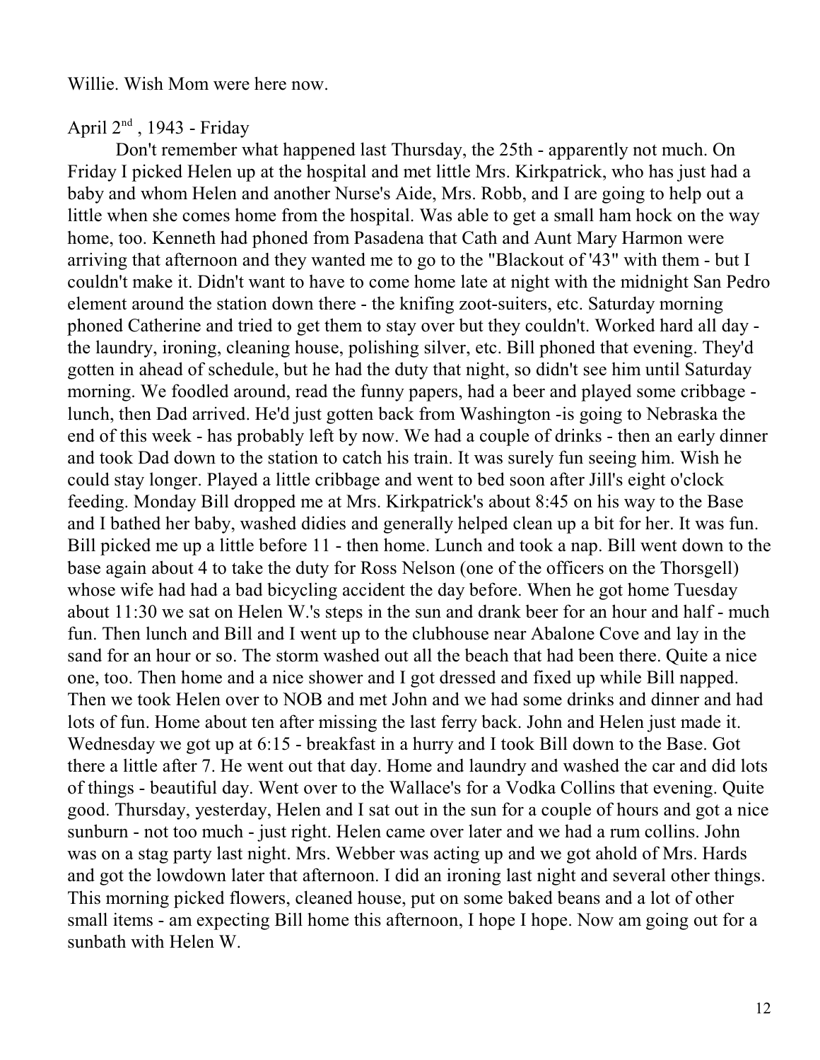Willie. Wish Mom were here now.

April 2nd , 1943 - Friday

Don't remember what happened last Thursday, the 25th - apparently not much. On Friday I picked Helen up at the hospital and met little Mrs. Kirkpatrick, who has just had a baby and whom Helen and another Nurse's Aide, Mrs. Robb, and I are going to help out a little when she comes home from the hospital. Was able to get a small ham hock on the way home, too. Kenneth had phoned from Pasadena that Cath and Aunt Mary Harmon were arriving that afternoon and they wanted me to go to the "Blackout of '43" with them - but I couldn't make it. Didn't want to have to come home late at night with the midnight San Pedro element around the station down there - the knifing zoot-suiters, etc. Saturday morning phoned Catherine and tried to get them to stay over but they couldn't. Worked hard all day - the laundry, ironing, cleaning house, polishing silver, etc. Bill phoned that evening. They'd gotten in ahead of schedule, but he had the duty that night, so didn't see him until Saturday morning. We foodled around, read the funny papers, had a beer and played some cribbage - lunch, then Dad arrived. He'd just gotten back from Washington -is going to Nebraska the end of this week - has probably left by now. We had a couple of drinks - then an early dinner and took Dad down to the station to catch his train. It was surely fun seeing him. Wish he could stay longer. Played a little cribbage and went to bed soon after Jill's eight o'clock feeding. Monday Bill dropped me at Mrs. Kirkpatrick's about 8:45 on his way to the Base and I bathed her baby, washed didies and generally helped clean up a bit for her. It was fun. Bill picked me up a little before 11 - then home. Lunch and took a nap. Bill went down to the base again about 4 to take the duty for Ross Nelson (one of the officers on the Thorsgell) whose wife had had a bad bicycling accident the day before. When he got home Tuesday about 11:30 we sat on Helen W.'s steps in the sun and drank beer for an hour and half - much fun. Then lunch and Bill and I went up to the clubhouse near Abalone Cove and lay in the sand for an hour or so. The storm washed out all the beach that had been there. Quite a nice one, too. Then home and a nice shower and I got dressed and fixed up while Bill napped. Then we took Helen over to NOB and met John and we had some drinks and dinner and had lots of fun. Home about ten after missing the last ferry back. John and Helen just made it. Wednesday we got up at 6:15 - breakfast in a hurry and I took Bill down to the Base. Got there a little after 7. He went out that day. Home and laundry and washed the car and did lots of things - beautiful day. Went over to the Wallace's for a Vodka Collins that evening. Quite good. Thursday, yesterday, Helen and I sat out in the sun for a couple of hours and got a nice sunburn - not too much - just right. Helen came over later and we had a rum collins. John was on a stag party last night. Mrs. Webber was acting up and we got ahold of Mrs. Hards and got the lowdown later that afternoon. I did an ironing last night and several other things. This morning picked flowers, cleaned house, put on some baked beans and a lot of other small items - am expecting Bill home this afternoon, I hope I hope. Now am going out for a sunbath with Helen W.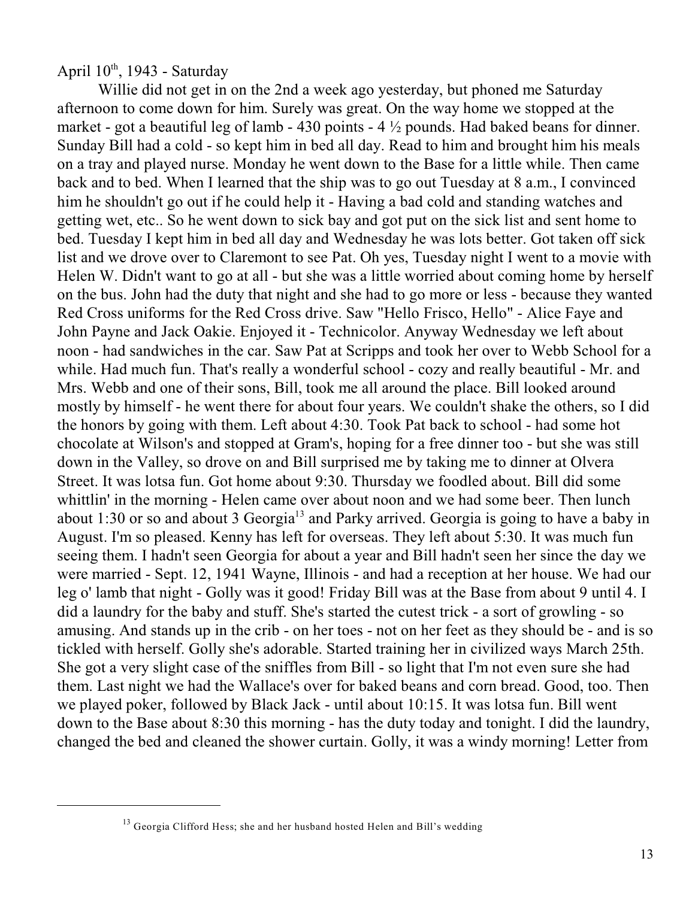April 10th, 1943 - Saturday

Willie did not get in on the 2nd a week ago yesterday, but phoned me Saturday afternoon to come down for him. Surely was great. On the way home we stopped at the market - got a beautiful leg of lamb - 430 points - 4 ½ pounds. Had baked beans for dinner. Sunday Bill had a cold - so kept him in bed all day. Read to him and brought him his meals on a tray and played nurse. Monday he went down to the Base for a little while. Then came back and to bed. When I learned that the ship was to go out Tuesday at 8 a.m., I convinced him he shouldn't go out if he could help it - Having a bad cold and standing watches and getting wet, etc.. So he went down to sick bay and got put on the sick list and sent home to bed. Tuesday I kept him in bed all day and Wednesday he was lots better. Got taken off sick list and we drove over to Claremont to see Pat. Oh yes, Tuesday night I went to a movie with Helen W. Didn't want to go at all - but she was a little worried about coming home by herself on the bus. John had the duty that night and she had to go more or less - because they wanted Red Cross uniforms for the Red Cross drive. Saw "Hello Frisco, Hello" - Alice Faye and John Payne and Jack Oakie. Enjoyed it - Technicolor. Anyway Wednesday we left about noon - had sandwiches in the car. Saw Pat at Scripps and took her over to Webb School for a while. Had much fun. That's really a wonderful school - cozy and really beautiful - Mr. and Mrs. Webb and one of their sons, Bill, took me all around the place. Bill looked around mostly by himself - he went there for about four years. We couldn't shake the others, so I did the honors by going with them. Left about 4:30. Took Pat back to school - had some hot chocolate at Wilson's and stopped at Gram's, hoping for a free dinner too - but she was still down in the Valley, so drove on and Bill surprised me by taking me to dinner at Olvera Street. It was lotsa fun. Got home about 9:30. Thursday we foodled about. Bill did some whittlin' in the morning - Helen came over about noon and we had some beer. Then lunch about 1:30 or so and about 3 Georgia[13] and Parky arrived. Georgia is going to have a baby in August. I'm so pleased. Kenny has left for overseas. They left about 5:30. It was much fun seeing them. I hadn't seen Georgia for about a year and Bill hadn't seen her since the day we were married - Sept. 12, 1941 Wayne, Illinois - and had a reception at her house. We had our leg o' lamb that night - Golly was it good! Friday Bill was at the Base from about 9 until 4. I did a laundry for the baby and stuff. She's started the cutest trick - a sort of growling - so amusing. And stands up in the crib - on her toes - not on her feet as they should be - and is so tickled with herself. Golly she's adorable. Started training her in civilized ways March 25th. She got a very slight case of the sniffles from Bill - so light that I'm not even sure she had them. Last night we had the Wallace's over for baked beans and corn bread. Good, too. Then we played poker, followed by Black Jack - until about 10:15. It was lotsa fun. Bill went down to the Base about 8:30 this morning - has the duty today and tonight. I did the laundry, changed the bed and cleaned the shower curtain. Golly, it was a windy morning! Letter from

[13] Georgia Clifford Hess; she and her husband hosted Helen and Bill's wedding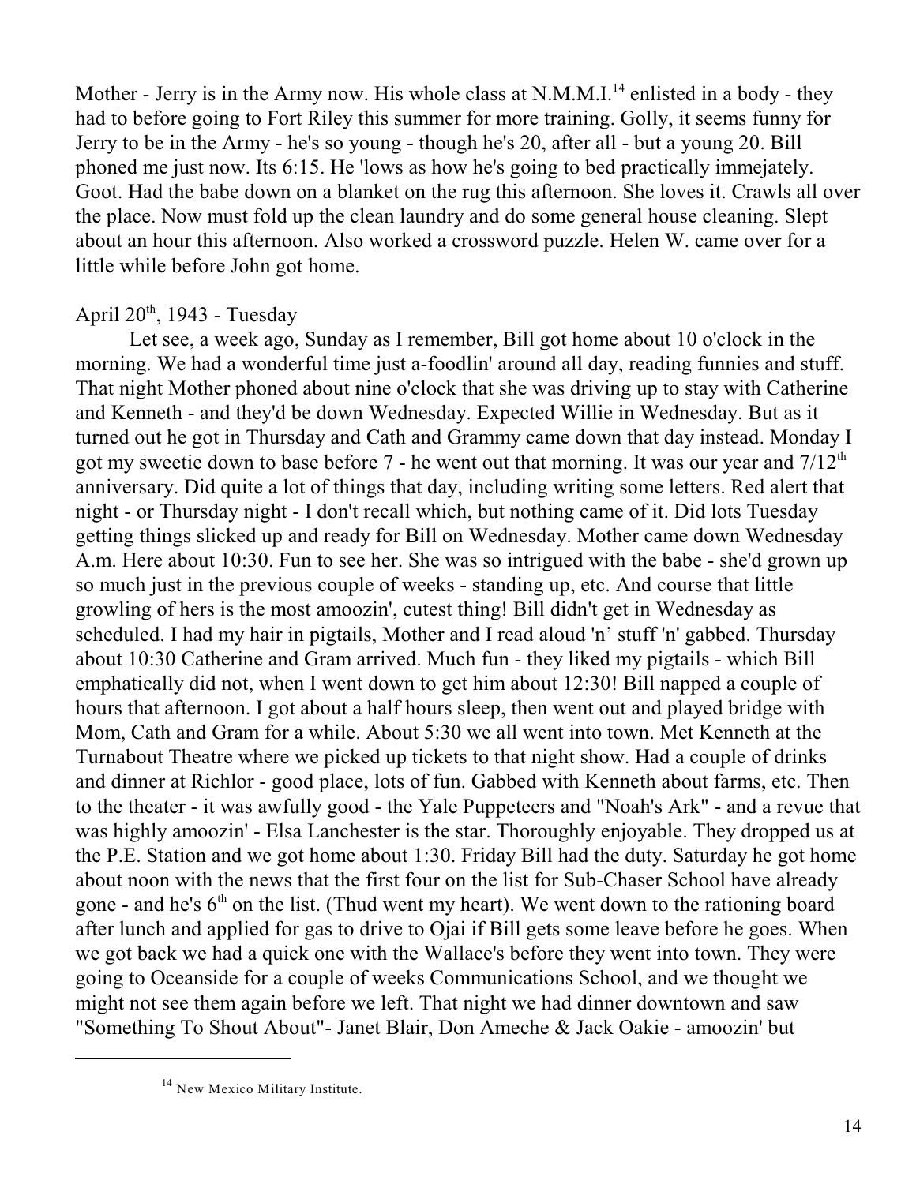Mother - Jerry is in the Army now. His whole class at N.M.M.I.[14] enlisted in a body - they had to before going to Fort Riley this summer for more training. Golly, it seems funny for Jerry to be in the Army - he's so young - though he's 20, after all - but a young 20. Bill phoned me just now. Its 6:15. He 'lows as how he's going to bed practically immejately. Goot. Had the babe down on a blanket on the rug this afternoon. She loves it. Crawls all over the place. Now must fold up the clean laundry and do some general house cleaning. Slept about an hour this afternoon. Also worked a crossword puzzle. Helen W. came over for a little while before John got home.

April 20th, 1943 - Tuesday

Let see, a week ago, Sunday as I remember, Bill got home about 10 o'clock in the morning. We had a wonderful time just a-foodlin' around all day, reading funnies and stuff. That night Mother phoned about nine o'clock that she was driving up to stay with Catherine and Kenneth - and they'd be down Wednesday. Expected Willie in Wednesday. But as it turned out he got in Thursday and Cath and Grammy came down that day instead. Monday I got my sweetie down to base before 7 - he went out that morning. It was our year and 7/12th anniversary. Did quite a lot of things that day, including writing some letters. Red alert that night - or Thursday night - I don't recall which, but nothing came of it. Did lots Tuesday getting things slicked up and ready for Bill on Wednesday. Mother came down Wednesday A.m. Here about 10:30. Fun to see her. She was so intrigued with the babe - she'd grown up so much just in the previous couple of weeks - standing up, etc. And course that little growling of hers is the most amoozin', cutest thing! Bill didn't get in Wednesday as scheduled. I had my hair in pigtails, Mother and I read aloud 'n' stuff 'n' gabbed. Thursday about 10:30 Catherine and Gram arrived. Much fun - they liked my pigtails - which Bill emphatically did not, when I went down to get him about 12:30! Bill napped a couple of hours that afternoon. I got about a half hours sleep, then went out and played bridge with Mom, Cath and Gram for a while. About 5:30 we all went into town. Met Kenneth at the Turnabout Theatre where we picked up tickets to that night show. Had a couple of drinks and dinner at Richlor - good place, lots of fun. Gabbed with Kenneth about farms, etc. Then to the theater - it was awfully good - the Yale Puppeteers and "Noah's Ark" - and a revue that was highly amoozin' - Elsa Lanchester is the star. Thoroughly enjoyable. They dropped us at the P.E. Station and we got home about 1:30. Friday Bill had the duty. Saturday he got home about noon with the news that the first four on the list for Sub-Chaser School have already gone - and he's 6th on the list. (Thud went my heart). We went down to the rationing board after lunch and applied for gas to drive to Ojai if Bill gets some leave before he goes. When we got back we had a quick one with the Wallace's before they went into town. They were going to Oceanside for a couple of weeks Communications School, and we thought we might not see them again before we left. That night we had dinner downtown and saw "Something To Shout About"- Janet Blair, Don Ameche & Jack Oakie - amoozin' but

[14] New Mexico Military Institute.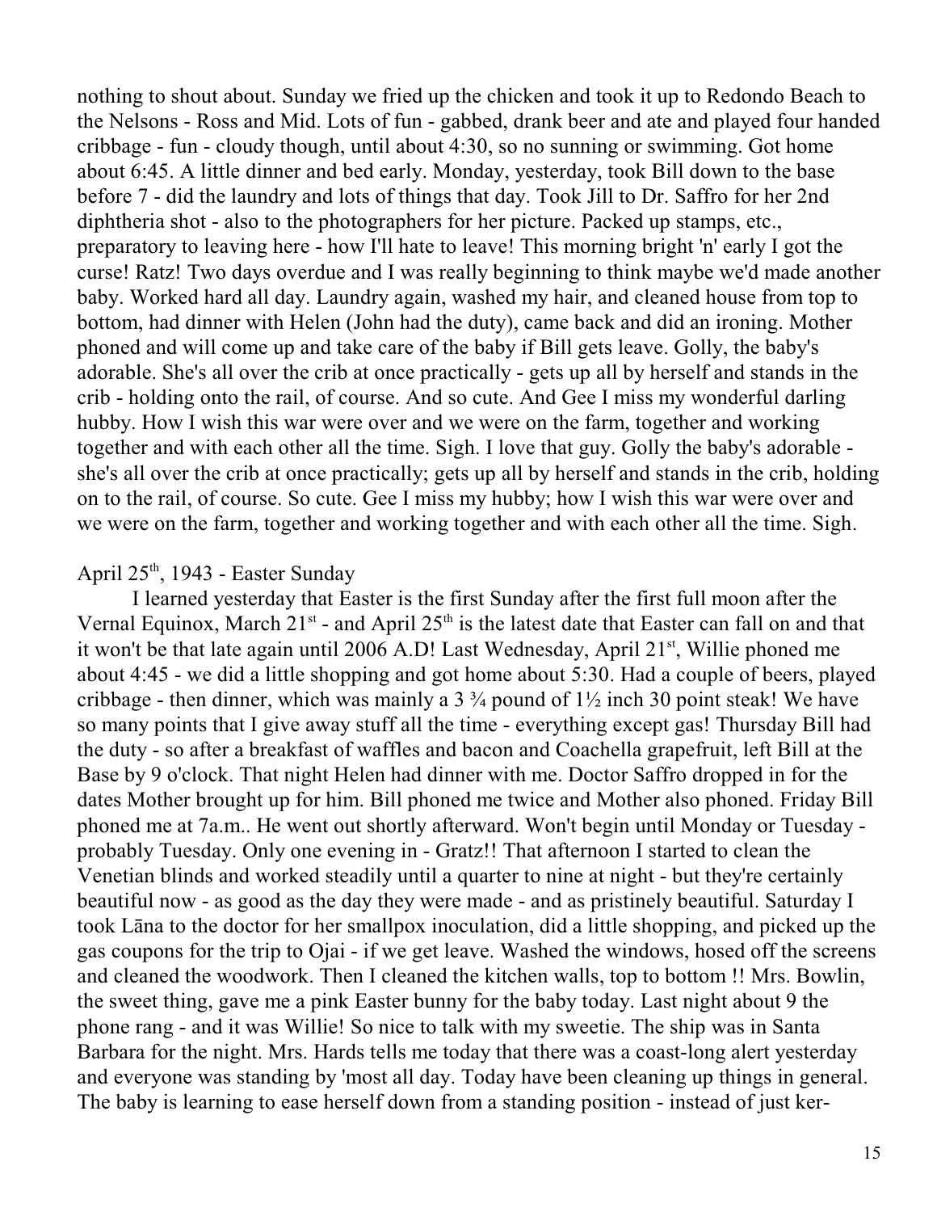nothing to shout about. Sunday we fried up the chicken and took it up to Redondo Beach to the Nelsons - Ross and Mid. Lots of fun - gabbed, drank beer and ate and played four handed cribbage - fun - cloudy though, until about 4:30, so no sunning or swimming. Got home about 6:45. A little dinner and bed early. Monday, yesterday, took Bill down to the base before 7 - did the laundry and lots of things that day. Took Jill to Dr. Saffro for her 2nd diphtheria shot - also to the photographers for her picture. Packed up stamps, etc., preparatory to leaving here - how I'll hate to leave! This morning bright 'n' early I got the curse! Ratz! Two days overdue and I was really beginning to think maybe we'd made another baby. Worked hard all day. Laundry again, washed my hair, and cleaned house from top to bottom, had dinner with Helen (John had the duty), came back and did an ironing. Mother phoned and will come up and take care of the baby if Bill gets leave. Golly, the baby's adorable. She's all over the crib at once practically - gets up all by herself and stands in the crib - holding onto the rail, of course. And so cute. And Gee I miss my wonderful darling hubby. How I wish this war were over and we were on the farm, together and working together and with each other all the time. Sigh. I love that guy. Golly the baby's adorable - she's all over the crib at once practically; gets up all by herself and stands in the crib, holding on to the rail, of course. So cute. Gee I miss my hubby; how I wish this war were over and we were on the farm, together and working together and with each other all the time. Sigh.

April 25th, 1943 - Easter Sunday

I learned yesterday that Easter is the first Sunday after the first full moon after the Vernal Equinox, March 21st - and April 25th is the latest date that Easter can fall on and that it won't be that late again until 2006 A.D! Last Wednesday, April 21st, Willie phoned me about 4:45 - we did a little shopping and got home about 5:30. Had a couple of beers, played cribbage - then dinner, which was mainly a 3 ¾ pound of 1½ inch 30 point steak! We have so many points that I give away stuff all the time - everything except gas! Thursday Bill had the duty - so after a breakfast of waffles and bacon and Coachella grapefruit, left Bill at the Base by 9 o'clock. That night Helen had dinner with me. Doctor Saffro dropped in for the dates Mother brought up for him. Bill phoned me twice and Mother also phoned. Friday Bill phoned me at 7a.m.. He went out shortly afterward. Won't begin until Monday or Tuesday - probably Tuesday. Only one evening in - Gratz!! That afternoon I started to clean the Venetian blinds and worked steadily until a quarter to nine at night - but they're certainly beautiful now - as good as the day they were made - and as pristinely beautiful. Saturday I took Lāna to the doctor for her smallpox inoculation, did a little shopping, and picked up the gas coupons for the trip to Ojai - if we get leave. Washed the windows, hosed off the screens and cleaned the woodwork. Then I cleaned the kitchen walls, top to bottom !! Mrs. Bowlin, the sweet thing, gave me a pink Easter bunny for the baby today. Last night about 9 the phone rang - and it was Willie! So nice to talk with my sweetie. The ship was in Santa Barbara for the night. Mrs. Hards tells me today that there was a coast-long alert yesterday and everyone was standing by 'most all day. Today have been cleaning up things in general. The baby is learning to ease herself down from a standing position - instead of just ker-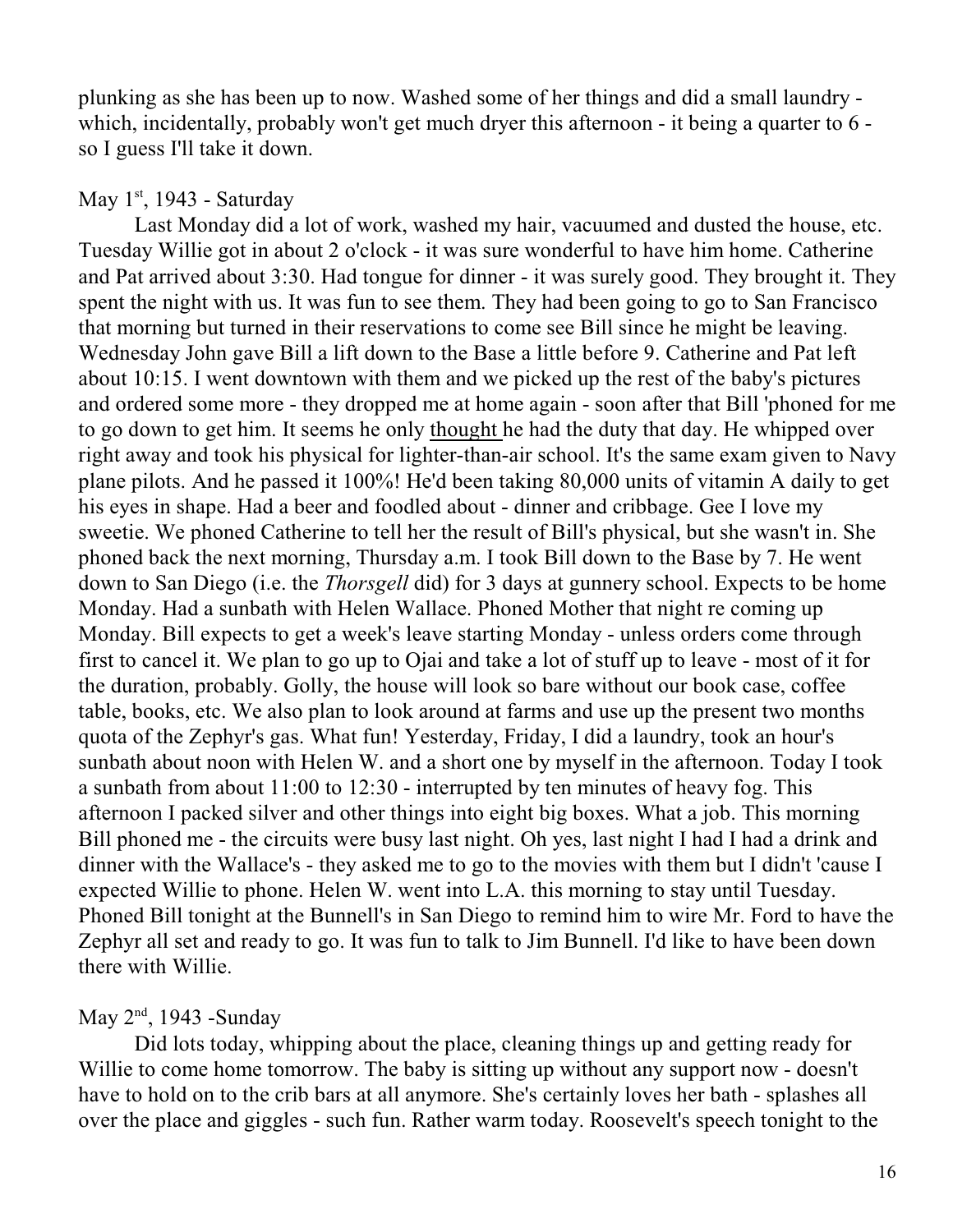plunking as she has been up to now. Washed some of her things and did a small laundry - which, incidentally, probably won't get much dryer this afternoon - it being a quarter to 6 - so I guess I'll take it down.

May 1st, 1943 - Saturday

Last Monday did a lot of work, washed my hair, vacuumed and dusted the house, etc. Tuesday Willie got in about 2 o'clock - it was sure wonderful to have him home. Catherine and Pat arrived about 3:30. Had tongue for dinner - it was surely good. They brought it. They spent the night with us. It was fun to see them. They had been going to go to San Francisco that morning but turned in their reservations to come see Bill since he might be leaving. Wednesday John gave Bill a lift down to the Base a little before 9. Catherine and Pat left about 10:15. I went downtown with them and we picked up the rest of the baby's pictures and ordered some more - they dropped me at home again - soon after that Bill 'phoned for me to go down to get him. It seems he only thought he had the duty that day. He whipped over right away and took his physical for lighter-than-air school. It's the same exam given to Navy plane pilots. And he passed it 100%! He'd been taking 80,000 units of vitamin A daily to get his eyes in shape. Had a beer and foodled about - dinner and cribbage. Gee I love my sweetie. We phoned Catherine to tell her the result of Bill's physical, but she wasn't in. She phoned back the next morning, Thursday a.m. I took Bill down to the Base by 7. He went down to San Diego (i.e. the *Thorsgell* did) for 3 days at gunnery school. Expects to be home Monday. Had a sunbath with Helen Wallace. Phoned Mother that night re coming up Monday. Bill expects to get a week's leave starting Monday - unless orders come through first to cancel it. We plan to go up to Ojai and take a lot of stuff up to leave - most of it for the duration, probably. Golly, the house will look so bare without our book case, coffee table, books, etc. We also plan to look around at farms and use up the present two months quota of the Zephyr's gas. What fun! Yesterday, Friday, I did a laundry, took an hour's sunbath about noon with Helen W. and a short one by myself in the afternoon. Today I took a sunbath from about 11:00 to 12:30 - interrupted by ten minutes of heavy fog. This afternoon I packed silver and other things into eight big boxes. What a job. This morning Bill phoned me - the circuits were busy last night. Oh yes, last night I had I had a drink and dinner with the Wallace's - they asked me to go to the movies with them but I didn't 'cause I expected Willie to phone. Helen W. went into L.A. this morning to stay until Tuesday. Phoned Bill tonight at the Bunnell's in San Diego to remind him to wire Mr. Ford to have the Zephyr all set and ready to go. It was fun to talk to Jim Bunnell. I'd like to have been down there with Willie.

May 2nd, 1943 -Sunday

Did lots today, whipping about the place, cleaning things up and getting ready for Willie to come home tomorrow. The baby is sitting up without any support now - doesn't have to hold on to the crib bars at all anymore. She's certainly loves her bath - splashes all over the place and giggles - such fun. Rather warm today. Roosevelt's speech tonight to the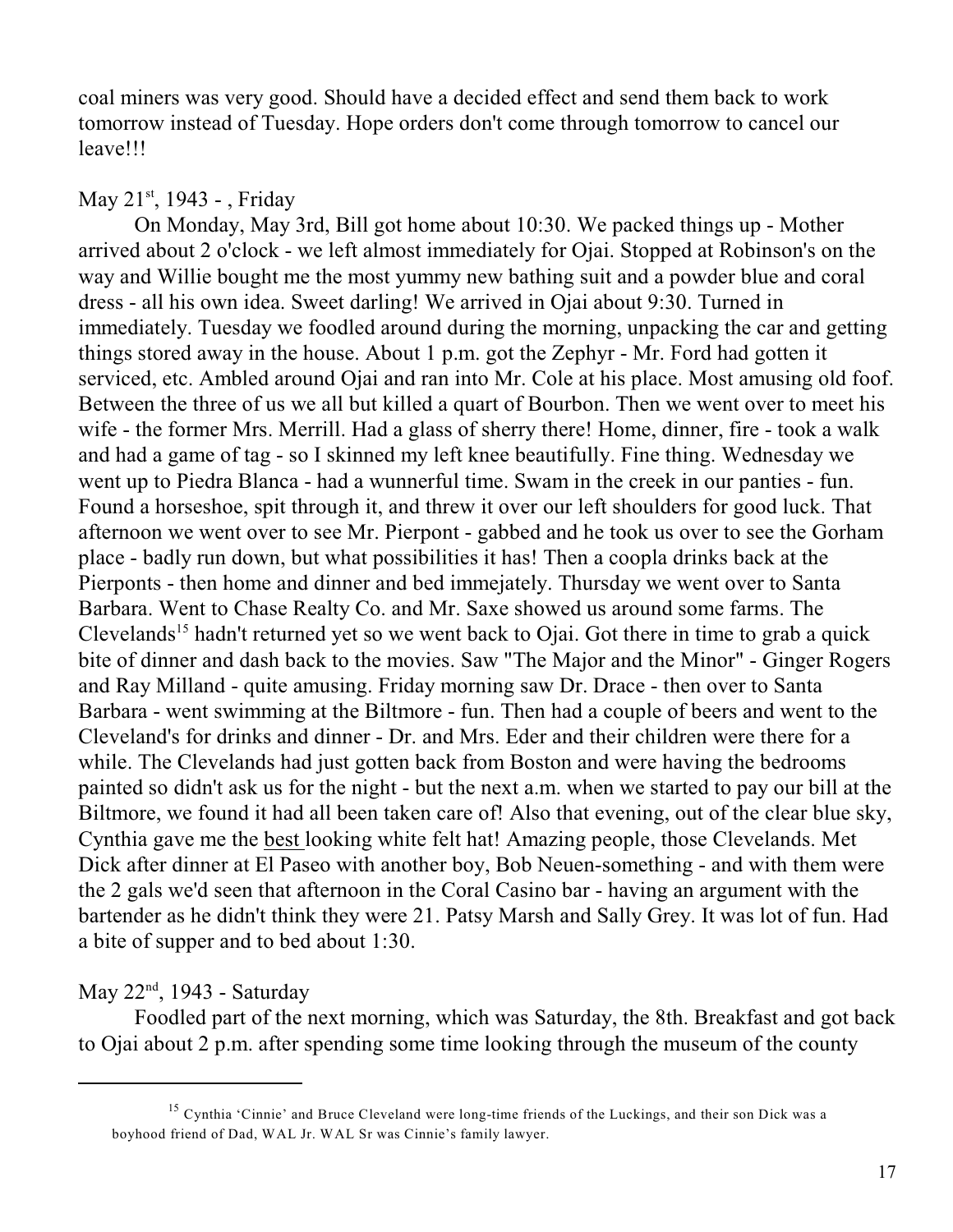coal miners was very good. Should have a decided effect and send them back to work tomorrow instead of Tuesday. Hope orders don't come through tomorrow to cancel our leave!!!

May 21st, 1943 - , Friday

On Monday, May 3rd, Bill got home about 10:30. We packed things up - Mother arrived about 2 o'clock - we left almost immediately for Ojai. Stopped at Robinson's on the way and Willie bought me the most yummy new bathing suit and a powder blue and coral dress - all his own idea. Sweet darling! We arrived in Ojai about 9:30. Turned in immediately. Tuesday we foodled around during the morning, unpacking the car and getting things stored away in the house. About 1 p.m. got the Zephyr - Mr. Ford had gotten it serviced, etc. Ambled around Ojai and ran into Mr. Cole at his place. Most amusing old foof. Between the three of us we all but killed a quart of Bourbon. Then we went over to meet his wife - the former Mrs. Merrill. Had a glass of sherry there! Home, dinner, fire - took a walk and had a game of tag - so I skinned my left knee beautifully. Fine thing. Wednesday we went up to Piedra Blanca - had a wunnerful time. Swam in the creek in our panties - fun. Found a horseshoe, spit through it, and threw it over our left shoulders for good luck. That afternoon we went over to see Mr. Pierpont - gabbed and he took us over to see the Gorham place - badly run down, but what possibilities it has! Then a coopla drinks back at the Pierponts - then home and dinner and bed immejately. Thursday we went over to Santa Barbara. Went to Chase Realty Co. and Mr. Saxe showed us around some farms. The Clevelands[15] hadn't returned yet so we went back to Ojai. Got there in time to grab a quick bite of dinner and dash back to the movies. Saw "The Major and the Minor" - Ginger Rogers and Ray Milland - quite amusing. Friday morning saw Dr. Drace - then over to Santa Barbara - went swimming at the Biltmore - fun. Then had a couple of beers and went to the Cleveland's for drinks and dinner - Dr. and Mrs. Eder and their children were there for a while. The Clevelands had just gotten back from Boston and were having the bedrooms painted so didn't ask us for the night - but the next a.m. when we started to pay our bill at the Biltmore, we found it had all been taken care of! Also that evening, out of the clear blue sky, Cynthia gave me the best looking white felt hat! Amazing people, those Clevelands. Met Dick after dinner at El Paseo with another boy, Bob Neuen-something - and with them were the 2 gals we'd seen that afternoon in the Coral Casino bar - having an argument with the bartender as he didn't think they were 21. Patsy Marsh and Sally Grey. It was lot of fun. Had a bite of supper and to bed about 1:30.

May 22nd, 1943 - Saturday

Foodled part of the next morning, which was Saturday, the 8th. Breakfast and got back to Ojai about 2 p.m. after spending some time looking through the museum of the county

[15] Cynthia 'Cinnie' and Bruce Cleveland were long-time friends of the Luckings, and their son Dick was a boyhood friend of Dad, WAL Jr. WAL Sr was Cinnie's family lawyer.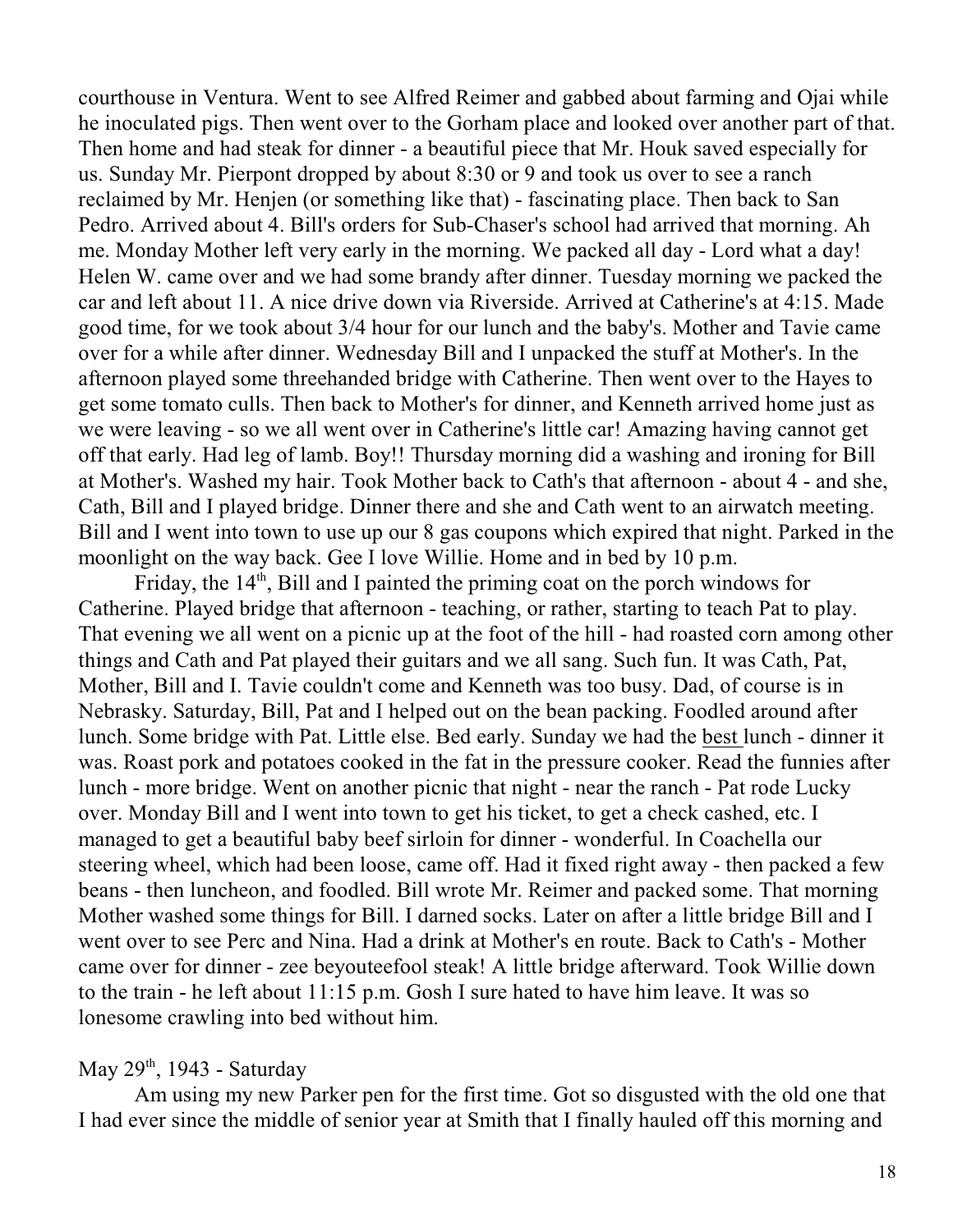courthouse in Ventura. Went to see Alfred Reimer and gabbed about farming and Ojai while he inoculated pigs. Then went over to the Gorham place and looked over another part of that. Then home and had steak for dinner - a beautiful piece that Mr. Houk saved especially for us. Sunday Mr. Pierpont dropped by about 8:30 or 9 and took us over to see a ranch reclaimed by Mr. Henjen (or something like that) - fascinating place. Then back to San Pedro. Arrived about 4. Bill's orders for Sub-Chaser's school had arrived that morning. Ah me. Monday Mother left very early in the morning. We packed all day - Lord what a day! Helen W. came over and we had some brandy after dinner. Tuesday morning we packed the car and left about 11. A nice drive down via Riverside. Arrived at Catherine's at 4:15. Made good time, for we took about 3/4 hour for our lunch and the baby's. Mother and Tavie came over for a while after dinner. Wednesday Bill and I unpacked the stuff at Mother's. In the afternoon played some threehanded bridge with Catherine. Then went over to the Hayes to get some tomato culls. Then back to Mother's for dinner, and Kenneth arrived home just as we were leaving - so we all went over in Catherine's little car! Amazing having cannot get off that early. Had leg of lamb. Boy!! Thursday morning did a washing and ironing for Bill at Mother's. Washed my hair. Took Mother back to Cath's that afternoon - about 4 - and she, Cath, Bill and I played bridge. Dinner there and she and Cath went to an airwatch meeting. Bill and I went into town to use up our 8 gas coupons which expired that night. Parked in the moonlight on the way back. Gee I love Willie. Home and in bed by 10 p.m.

Friday, the 14th, Bill and I painted the priming coat on the porch windows for Catherine. Played bridge that afternoon - teaching, or rather, starting to teach Pat to play. That evening we all went on a picnic up at the foot of the hill - had roasted corn among other things and Cath and Pat played their guitars and we all sang. Such fun. It was Cath, Pat, Mother, Bill and I. Tavie couldn't come and Kenneth was too busy. Dad, of course is in Nebrasky. Saturday, Bill, Pat and I helped out on the bean packing. Foodled around after lunch. Some bridge with Pat. Little else. Bed early. Sunday we had the <u>best</u> lunch - dinner it was. Roast pork and potatoes cooked in the fat in the pressure cooker. Read the funnies after lunch - more bridge. Went on another picnic that night - near the ranch - Pat rode Lucky over. Monday Bill and I went into town to get his ticket, to get a check cashed, etc. I managed to get a beautiful baby beef sirloin for dinner - wonderful. In Coachella our steering wheel, which had been loose, came off. Had it fixed right away - then packed a few beans - then luncheon, and foodled. Bill wrote Mr. Reimer and packed some. That morning Mother washed some things for Bill. I darned socks. Later on after a little bridge Bill and I went over to see Perc and Nina. Had a drink at Mother's en route. Back to Cath's - Mother came over for dinner - zee beyouteefool steak! A little bridge afterward. Took Willie down to the train - he left about 11:15 p.m. Gosh I sure hated to have him leave. It was so lonesome crawling into bed without him.

May 29th, 1943 - Saturday

Am using my new Parker pen for the first time. Got so disgusted with the old one that I had ever since the middle of senior year at Smith that I finally hauled off this morning and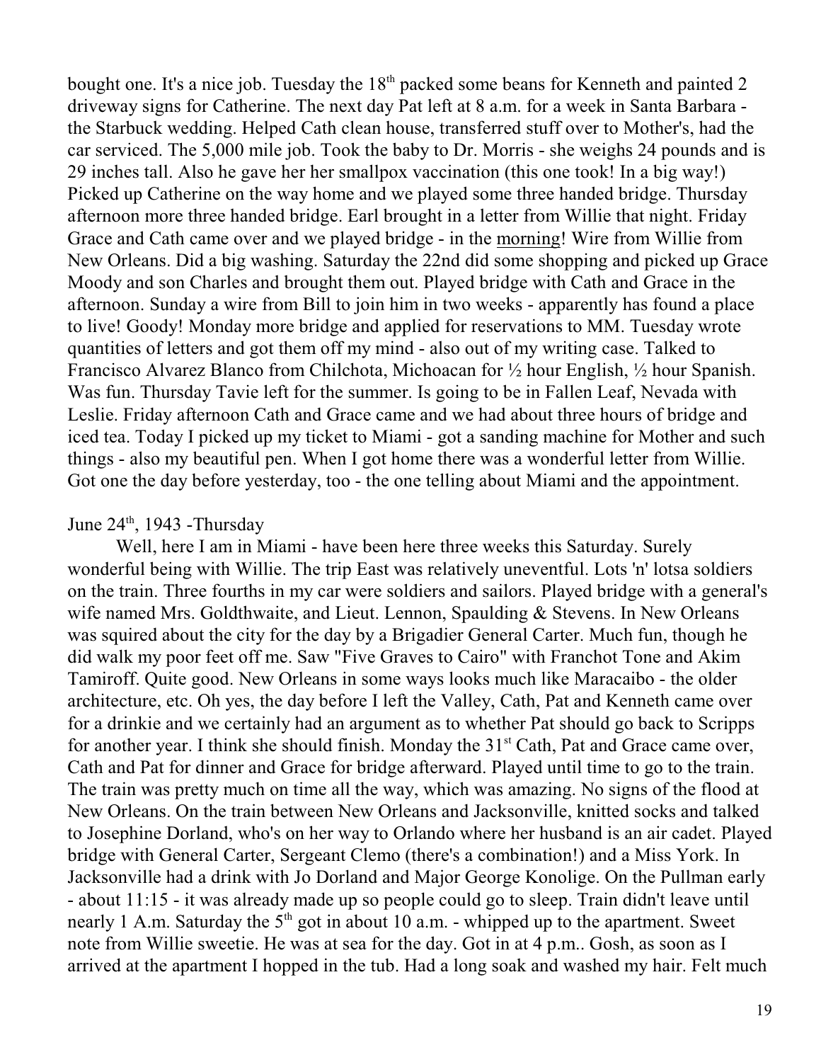bought one. It's a nice job. Tuesday the 18th packed some beans for Kenneth and painted 2 driveway signs for Catherine. The next day Pat left at 8 a.m. for a week in Santa Barbara - the Starbuck wedding. Helped Cath clean house, transferred stuff over to Mother's, had the car serviced. The 5,000 mile job. Took the baby to Dr. Morris - she weighs 24 pounds and is 29 inches tall. Also he gave her her smallpox vaccination (this one took! In a big way!) Picked up Catherine on the way home and we played some three handed bridge. Thursday afternoon more three handed bridge. Earl brought in a letter from Willie that night. Friday Grace and Cath came over and we played bridge - in the <u>morning</u>! Wire from Willie from New Orleans. Did a big washing. Saturday the 22nd did some shopping and picked up Grace Moody and son Charles and brought them out. Played bridge with Cath and Grace in the afternoon. Sunday a wire from Bill to join him in two weeks - apparently has found a place to live! Goody! Monday more bridge and applied for reservations to MM. Tuesday wrote quantities of letters and got them off my mind - also out of my writing case. Talked to Francisco Alvarez Blanco from Chilchota, Michoacan for ½ hour English, ½ hour Spanish. Was fun. Thursday Tavie left for the summer. Is going to be in Fallen Leaf, Nevada with Leslie. Friday afternoon Cath and Grace came and we had about three hours of bridge and iced tea. Today I picked up my ticket to Miami - got a sanding machine for Mother and such things - also my beautiful pen. When I got home there was a wonderful letter from Willie. Got one the day before yesterday, too - the one telling about Miami and the appointment.

June 24th, 1943 -Thursday

Well, here I am in Miami - have been here three weeks this Saturday. Surely wonderful being with Willie. The trip East was relatively uneventful. Lots 'n' lotsa soldiers on the train. Three fourths in my car were soldiers and sailors. Played bridge with a general's wife named Mrs. Goldthwaite, and Lieut. Lennon, Spaulding & Stevens. In New Orleans was squired about the city for the day by a Brigadier General Carter. Much fun, though he did walk my poor feet off me. Saw "Five Graves to Cairo" with Franchot Tone and Akim Tamiroff. Quite good. New Orleans in some ways looks much like Maracaibo - the older architecture, etc. Oh yes, the day before I left the Valley, Cath, Pat and Kenneth came over for a drinkie and we certainly had an argument as to whether Pat should go back to Scripps for another year. I think she should finish. Monday the 31st Cath, Pat and Grace came over, Cath and Pat for dinner and Grace for bridge afterward. Played until time to go to the train. The train was pretty much on time all the way, which was amazing. No signs of the flood at New Orleans. On the train between New Orleans and Jacksonville, knitted socks and talked to Josephine Dorland, who's on her way to Orlando where her husband is an air cadet. Played bridge with General Carter, Sergeant Clemo (there's a combination!) and a Miss York. In Jacksonville had a drink with Jo Dorland and Major George Konolige. On the Pullman early - about 11:15 - it was already made up so people could go to sleep. Train didn't leave until nearly 1 A.m. Saturday the 5th got in about 10 a.m. - whipped up to the apartment. Sweet note from Willie sweetie. He was at sea for the day. Got in at 4 p.m.. Gosh, as soon as I arrived at the apartment I hopped in the tub. Had a long soak and washed my hair. Felt much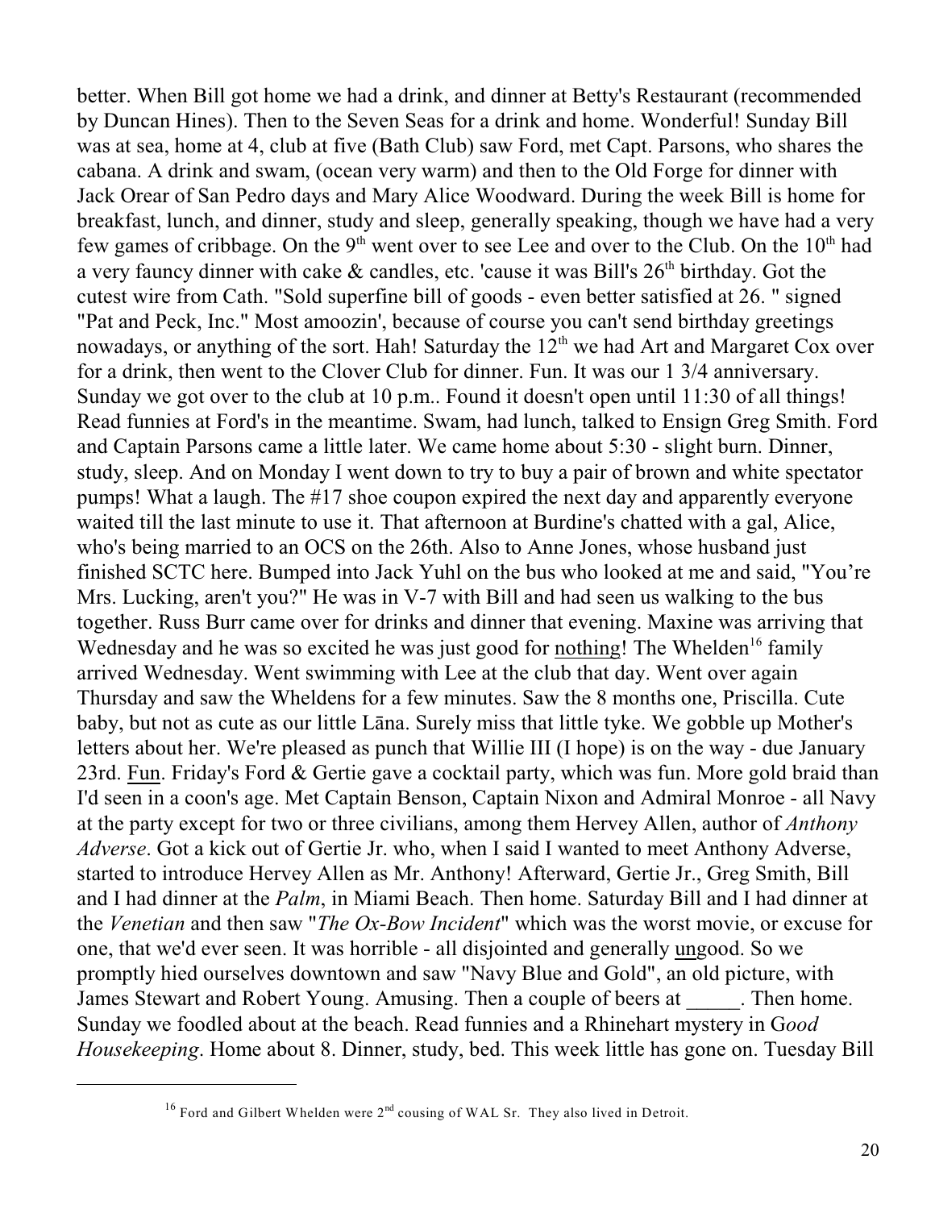better. When Bill got home we had a drink, and dinner at Betty's Restaurant (recommended by Duncan Hines). Then to the Seven Seas for a drink and home. Wonderful! Sunday Bill was at sea, home at 4, club at five (Bath Club) saw Ford, met Capt. Parsons, who shares the cabana. A drink and swam, (ocean very warm) and then to the Old Forge for dinner with Jack Orear of San Pedro days and Mary Alice Woodward. During the week Bill is home for breakfast, lunch, and dinner, study and sleep, generally speaking, though we have had a very few games of cribbage. On the 9th went over to see Lee and over to the Club. On the 10th had a very fauncy dinner with cake & candles, etc. 'cause it was Bill's 26th birthday. Got the cutest wire from Cath. "Sold superfine bill of goods - even better satisfied at 26. " signed "Pat and Peck, Inc." Most amoozin', because of course you can't send birthday greetings nowadays, or anything of the sort. Hah! Saturday the 12th we had Art and Margaret Cox over for a drink, then went to the Clover Club for dinner. Fun. It was our 1 3/4 anniversary. Sunday we got over to the club at 10 p.m.. Found it doesn't open until 11:30 of all things! Read funnies at Ford's in the meantime. Swam, had lunch, talked to Ensign Greg Smith. Ford and Captain Parsons came a little later. We came home about 5:30 - slight burn. Dinner, study, sleep. And on Monday I went down to try to buy a pair of brown and white spectator pumps! What a laugh. The #17 shoe coupon expired the next day and apparently everyone waited till the last minute to use it. That afternoon at Burdine's chatted with a gal, Alice, who's being married to an OCS on the 26th. Also to Anne Jones, whose husband just finished SCTC here. Bumped into Jack Yuhl on the bus who looked at me and said, "You're Mrs. Lucking, aren't you?" He was in V-7 with Bill and had seen us walking to the bus together. Russ Burr came over for drinks and dinner that evening. Maxine was arriving that Wednesday and he was so excited he was just good for <u>nothing</u>! The Whelden[16] family arrived Wednesday. Went swimming with Lee at the club that day. Went over again Thursday and saw the Wheldens for a few minutes. Saw the 8 months one, Priscilla. Cute baby, but not as cute as our little Lāna. Surely miss that little tyke. We gobble up Mother's letters about her. We're pleased as punch that Willie III (I hope) is on the way - due January 23rd. <u>Fun</u>. Friday's Ford & Gertie gave a cocktail party, which was fun. More gold braid than I'd seen in a coon's age. Met Captain Benson, Captain Nixon and Admiral Monroe - all Navy at the party except for two or three civilians, among them Hervey Allen, author of *Anthony Adverse*. Got a kick out of Gertie Jr. who, when I said I wanted to meet Anthony Adverse, started to introduce Hervey Allen as Mr. Anthony! Afterward, Gertie Jr., Greg Smith, Bill and I had dinner at the *Palm*, in Miami Beach. Then home. Saturday Bill and I had dinner at the *Venetian* and then saw "*The Ox-Bow Incident*" which was the worst movie, or excuse for one, that we'd ever seen. It was horrible - all disjointed and generally <u>un</u>good. So we promptly hied ourselves downtown and saw "Navy Blue and Gold", an old picture, with James Stewart and Robert Young. Amusing. Then a couple of beers at _____. Then home. Sunday we foodled about at the beach. Read funnies and a Rhinehart mystery in G*ood Housekeeping*. Home about 8. Dinner, study, bed. This week little has gone on. Tuesday Bill

---

[16] Ford and Gilbert Whelden were 2nd cousing of WAL Sr. They also lived in Detroit.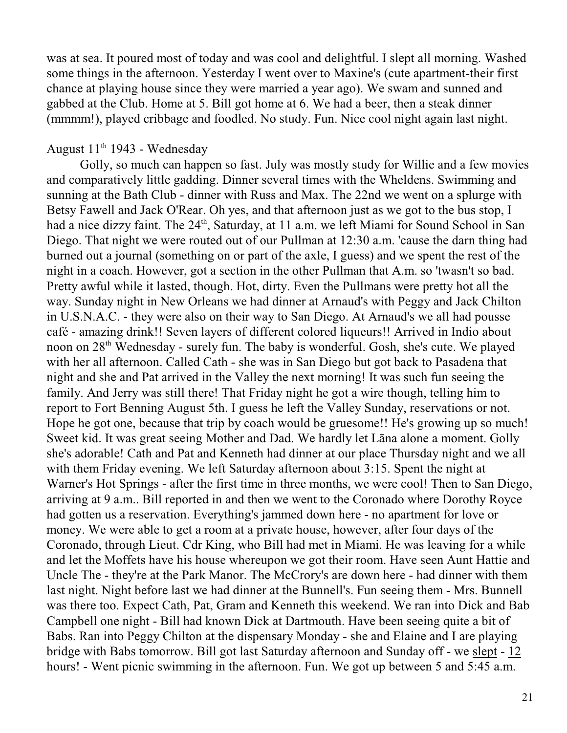was at sea. It poured most of today and was cool and delightful. I slept all morning. Washed some things in the afternoon. Yesterday I went over to Maxine's (cute apartment-their first chance at playing house since they were married a year ago). We swam and sunned and gabbed at the Club. Home at 5. Bill got home at 6. We had a beer, then a steak dinner (mmmm!), played cribbage and foodled. No study. Fun. Nice cool night again last night.

August 11th 1943 - Wednesday

Golly, so much can happen so fast. July was mostly study for Willie and a few movies and comparatively little gadding. Dinner several times with the Wheldens. Swimming and sunning at the Bath Club - dinner with Russ and Max. The 22nd we went on a splurge with Betsy Fawell and Jack O'Rear. Oh yes, and that afternoon just as we got to the bus stop, I had a nice dizzy faint. The 24th, Saturday, at 11 a.m. we left Miami for Sound School in San Diego. That night we were routed out of our Pullman at 12:30 a.m. 'cause the darn thing had burned out a journal (something on or part of the axle, I guess) and we spent the rest of the night in a coach. However, got a section in the other Pullman that A.m. so 'twasn't so bad. Pretty awful while it lasted, though. Hot, dirty. Even the Pullmans were pretty hot all the way. Sunday night in New Orleans we had dinner at Arnaud's with Peggy and Jack Chilton in U.S.N.A.C. - they were also on their way to San Diego. At Arnaud's we all had pousse café - amazing drink!! Seven layers of different colored liqueurs!! Arrived in Indio about noon on 28th Wednesday - surely fun. The baby is wonderful. Gosh, she's cute. We played with her all afternoon. Called Cath - she was in San Diego but got back to Pasadena that night and she and Pat arrived in the Valley the next morning! It was such fun seeing the family. And Jerry was still there! That Friday night he got a wire though, telling him to report to Fort Benning August 5th. I guess he left the Valley Sunday, reservations or not. Hope he got one, because that trip by coach would be gruesome!! He's growing up so much! Sweet kid. It was great seeing Mother and Dad. We hardly let Lāna alone a moment. Golly she's adorable! Cath and Pat and Kenneth had dinner at our place Thursday night and we all with them Friday evening. We left Saturday afternoon about 3:15. Spent the night at Warner's Hot Springs - after the first time in three months, we were cool! Then to San Diego, arriving at 9 a.m.. Bill reported in and then we went to the Coronado where Dorothy Royce had gotten us a reservation. Everything's jammed down here - no apartment for love or money. We were able to get a room at a private house, however, after four days of the Coronado, through Lieut. Cdr King, who Bill had met in Miami. He was leaving for a while and let the Moffets have his house whereupon we got their room. Have seen Aunt Hattie and Uncle The - they're at the Park Manor. The McCrory's are down here - had dinner with them last night. Night before last we had dinner at the Bunnell's. Fun seeing them - Mrs. Bunnell was there too. Expect Cath, Pat, Gram and Kenneth this weekend. We ran into Dick and Bab Campbell one night - Bill had known Dick at Dartmouth. Have been seeing quite a bit of Babs. Ran into Peggy Chilton at the dispensary Monday - she and Elaine and I are playing bridge with Babs tomorrow. Bill got last Saturday afternoon and Sunday off - we <u>slept</u> - <u>12</u> hours! - Went picnic swimming in the afternoon. Fun. We got up between 5 and 5:45 a.m.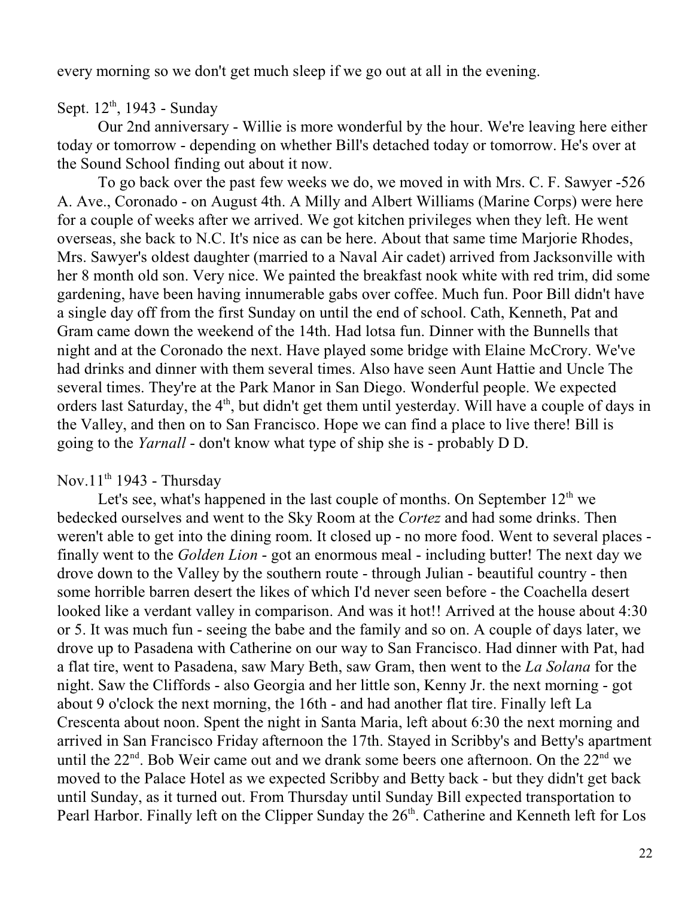every morning so we don't get much sleep if we go out at all in the evening.

Sept. 12th, 1943 - Sunday

Our 2nd anniversary - Willie is more wonderful by the hour. We're leaving here either today or tomorrow - depending on whether Bill's detached today or tomorrow. He's over at the Sound School finding out about it now.

To go back over the past few weeks we do, we moved in with Mrs. C. F. Sawyer -526 A. Ave., Coronado - on August 4th. A Milly and Albert Williams (Marine Corps) were here for a couple of weeks after we arrived. We got kitchen privileges when they left. He went overseas, she back to N.C. It's nice as can be here. About that same time Marjorie Rhodes, Mrs. Sawyer's oldest daughter (married to a Naval Air cadet) arrived from Jacksonville with her 8 month old son. Very nice. We painted the breakfast nook white with red trim, did some gardening, have been having innumerable gabs over coffee. Much fun. Poor Bill didn't have a single day off from the first Sunday on until the end of school. Cath, Kenneth, Pat and Gram came down the weekend of the 14th. Had lotsa fun. Dinner with the Bunnells that night and at the Coronado the next. Have played some bridge with Elaine McCrory. We've had drinks and dinner with them several times. Also have seen Aunt Hattie and Uncle The several times. They're at the Park Manor in San Diego. Wonderful people. We expected orders last Saturday, the 4th, but didn't get them until yesterday. Will have a couple of days in the Valley, and then on to San Francisco. Hope we can find a place to live there! Bill is going to the *Yarnall* - don't know what type of ship she is - probably D D.

Nov.11th 1943 - Thursday

Let's see, what's happened in the last couple of months. On September 12th we bedecked ourselves and went to the Sky Room at the *Cortez* and had some drinks. Then weren't able to get into the dining room. It closed up - no more food. Went to several places - finally went to the *Golden Lion* - got an enormous meal - including butter! The next day we drove down to the Valley by the southern route - through Julian - beautiful country - then some horrible barren desert the likes of which I'd never seen before - the Coachella desert looked like a verdant valley in comparison. And was it hot!! Arrived at the house about 4:30 or 5. It was much fun - seeing the babe and the family and so on. A couple of days later, we drove up to Pasadena with Catherine on our way to San Francisco. Had dinner with Pat, had a flat tire, went to Pasadena, saw Mary Beth, saw Gram, then went to the *La Solana* for the night. Saw the Cliffords - also Georgia and her little son, Kenny Jr. the next morning - got about 9 o'clock the next morning, the 16th - and had another flat tire. Finally left La Crescenta about noon. Spent the night in Santa Maria, left about 6:30 the next morning and arrived in San Francisco Friday afternoon the 17th. Stayed in Scribby's and Betty's apartment until the 22nd. Bob Weir came out and we drank some beers one afternoon. On the 22nd we moved to the Palace Hotel as we expected Scribby and Betty back - but they didn't get back until Sunday, as it turned out. From Thursday until Sunday Bill expected transportation to Pearl Harbor. Finally left on the Clipper Sunday the 26th. Catherine and Kenneth left for Los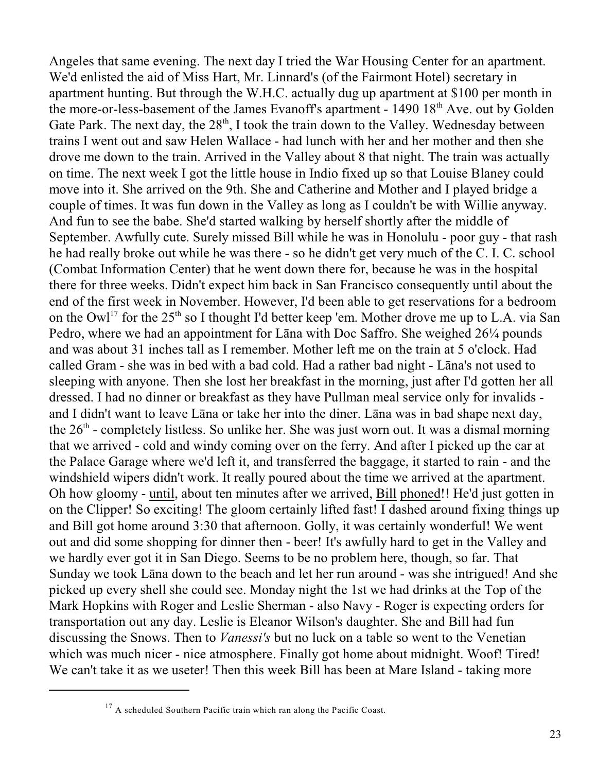Angeles that same evening. The next day I tried the War Housing Center for an apartment. We'd enlisted the aid of Miss Hart, Mr. Linnard's (of the Fairmont Hotel) secretary in apartment hunting. But through the W.H.C. actually dug up apartment at $100 per month in the more-or-less-basement of the James Evanoff's apartment - 1490 18th Ave. out by Golden Gate Park. The next day, the 28th, I took the train down to the Valley. Wednesday between trains I went out and saw Helen Wallace - had lunch with her and her mother and then she drove me down to the train. Arrived in the Valley about 8 that night. The train was actually on time. The next week I got the little house in Indio fixed up so that Louise Blaney could move into it. She arrived on the 9th. She and Catherine and Mother and I played bridge a couple of times. It was fun down in the Valley as long as I couldn't be with Willie anyway. And fun to see the babe. She'd started walking by herself shortly after the middle of September. Awfully cute. Surely missed Bill while he was in Honolulu - poor guy - that rash he had really broke out while he was there - so he didn't get very much of the C. I. C. school (Combat Information Center) that he went down there for, because he was in the hospital there for three weeks. Didn't expect him back in San Francisco consequently until about the end of the first week in November. However, I'd been able to get reservations for a bedroom on the Owl[17] for the 25th so I thought I'd better keep 'em. Mother drove me up to L.A. via San Pedro, where we had an appointment for Lāna with Doc Saffro. She weighed 26¼ pounds and was about 31 inches tall as I remember. Mother left me on the train at 5 o'clock. Had called Gram - she was in bed with a bad cold. Had a rather bad night - Lāna's not used to sleeping with anyone. Then she lost her breakfast in the morning, just after I'd gotten her all dressed. I had no dinner or breakfast as they have Pullman meal service only for invalids - and I didn't want to leave Lāna or take her into the diner. Lāna was in bad shape next day, the 26th - completely listless. So unlike her. She was just worn out. It was a dismal morning that we arrived - cold and windy coming over on the ferry. And after I picked up the car at the Palace Garage where we'd left it, and transferred the baggage, it started to rain - and the windshield wipers didn't work. It really poured about the time we arrived at the apartment. Oh how gloomy - <u>until</u>, about ten minutes after we arrived, <u>Bill</u> <u>phoned</u>!! He'd just gotten in on the Clipper! So exciting! The gloom certainly lifted fast! I dashed around fixing things up and Bill got home around 3:30 that afternoon. Golly, it was certainly wonderful! We went out and did some shopping for dinner then - beer! It's awfully hard to get in the Valley and we hardly ever got it in San Diego. Seems to be no problem here, though, so far. That Sunday we took Lāna down to the beach and let her run around - was she intrigued! And she picked up every shell she could see. Monday night the 1st we had drinks at the Top of the Mark Hopkins with Roger and Leslie Sherman - also Navy - Roger is expecting orders for transportation out any day. Leslie is Eleanor Wilson's daughter. She and Bill had fun discussing the Snows. Then to *Vanessi's* but no luck on a table so went to the Venetian which was much nicer - nice atmosphere. Finally got home about midnight. Woof! Tired! We can't take it as we useter! Then this week Bill has been at Mare Island - taking more

---

[17] A scheduled Southern Pacific train which ran along the Pacific Coast.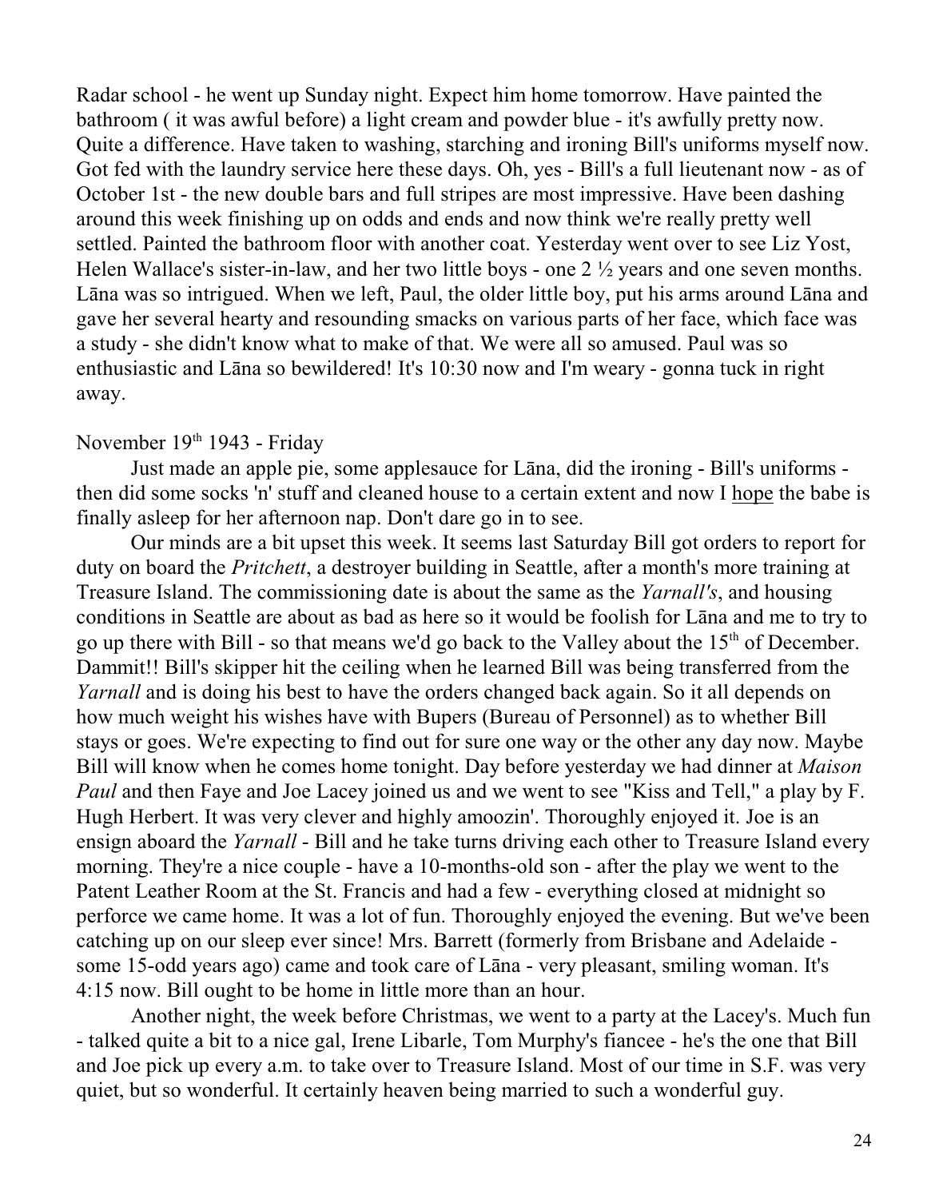Radar school - he went up Sunday night. Expect him home tomorrow. Have painted the bathroom ( it was awful before) a light cream and powder blue - it's awfully pretty now. Quite a difference. Have taken to washing, starching and ironing Bill's uniforms myself now. Got fed with the laundry service here these days. Oh, yes - Bill's a full lieutenant now - as of October 1st - the new double bars and full stripes are most impressive. Have been dashing around this week finishing up on odds and ends and now think we're really pretty well settled. Painted the bathroom floor with another coat. Yesterday went over to see Liz Yost, Helen Wallace's sister-in-law, and her two little boys - one 2 ½ years and one seven months. Lāna was so intrigued. When we left, Paul, the older little boy, put his arms around Lāna and gave her several hearty and resounding smacks on various parts of her face, which face was a study - she didn't know what to make of that. We were all so amused. Paul was so enthusiastic and Lāna so bewildered! It's 10:30 now and I'm weary - gonna tuck in right away.

November 19th 1943 - Friday

Just made an apple pie, some applesauce for Lāna, did the ironing - Bill's uniforms - then did some socks 'n' stuff and cleaned house to a certain extent and now I <u>hope</u> the babe is finally asleep for her afternoon nap. Don't dare go in to see.

Our minds are a bit upset this week. It seems last Saturday Bill got orders to report for duty on board the *Pritchett*, a destroyer building in Seattle, after a month's more training at Treasure Island. The commissioning date is about the same as the *Yarnall's*, and housing conditions in Seattle are about as bad as here so it would be foolish for Lāna and me to try to go up there with Bill - so that means we'd go back to the Valley about the 15th of December. Dammit!! Bill's skipper hit the ceiling when he learned Bill was being transferred from the *Yarnall* and is doing his best to have the orders changed back again. So it all depends on how much weight his wishes have with Bupers (Bureau of Personnel) as to whether Bill stays or goes. We're expecting to find out for sure one way or the other any day now. Maybe Bill will know when he comes home tonight. Day before yesterday we had dinner at *Maison Paul* and then Faye and Joe Lacey joined us and we went to see "Kiss and Tell," a play by F. Hugh Herbert. It was very clever and highly amoozin'. Thoroughly enjoyed it. Joe is an ensign aboard the *Yarnall* - Bill and he take turns driving each other to Treasure Island every morning. They're a nice couple - have a 10-months-old son - after the play we went to the Patent Leather Room at the St. Francis and had a few - everything closed at midnight so perforce we came home. It was a lot of fun. Thoroughly enjoyed the evening. But we've been catching up on our sleep ever since! Mrs. Barrett (formerly from Brisbane and Adelaide - some 15-odd years ago) came and took care of Lāna - very pleasant, smiling woman. It's 4:15 now. Bill ought to be home in little more than an hour.

Another night, the week before Christmas, we went to a party at the Lacey's. Much fun - talked quite a bit to a nice gal, Irene Libarle, Tom Murphy's fiancee - he's the one that Bill and Joe pick up every a.m. to take over to Treasure Island. Most of our time in S.F. was very quiet, but so wonderful. It certainly heaven being married to such a wonderful guy.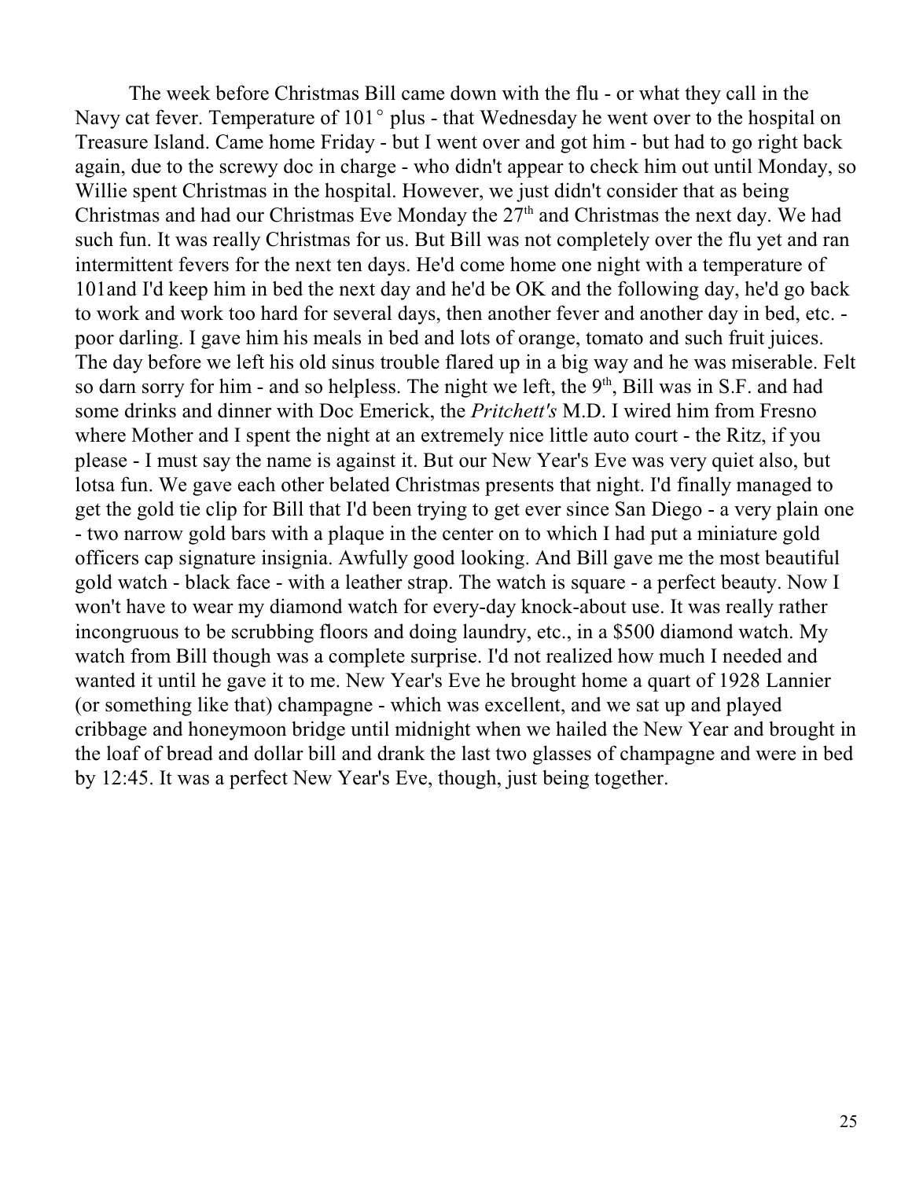The week before Christmas Bill came down with the flu - or what they call in the Navy cat fever. Temperature of 101° plus - that Wednesday he went over to the hospital on Treasure Island. Came home Friday - but I went over and got him - but had to go right back again, due to the screwy doc in charge - who didn't appear to check him out until Monday, so Willie spent Christmas in the hospital. However, we just didn't consider that as being Christmas and had our Christmas Eve Monday the 27th and Christmas the next day. We had such fun. It was really Christmas for us. But Bill was not completely over the flu yet and ran intermittent fevers for the next ten days. He'd come home one night with a temperature of 101and I'd keep him in bed the next day and he'd be OK and the following day, he'd go back to work and work too hard for several days, then another fever and another day in bed, etc. - poor darling. I gave him his meals in bed and lots of orange, tomato and such fruit juices. The day before we left his old sinus trouble flared up in a big way and he was miserable. Felt so darn sorry for him - and so helpless. The night we left, the 9th, Bill was in S.F. and had some drinks and dinner with Doc Emerick, the *Pritchett's* M.D. I wired him from Fresno where Mother and I spent the night at an extremely nice little auto court - the Ritz, if you please - I must say the name is against it. But our New Year's Eve was very quiet also, but lotsa fun. We gave each other belated Christmas presents that night. I'd finally managed to get the gold tie clip for Bill that I'd been trying to get ever since San Diego - a very plain one - two narrow gold bars with a plaque in the center on to which I had put a miniature gold officers cap signature insignia. Awfully good looking. And Bill gave me the most beautiful gold watch - black face - with a leather strap. The watch is square - a perfect beauty. Now I won't have to wear my diamond watch for every-day knock-about use. It was really rather incongruous to be scrubbing floors and doing laundry, etc., in a $500 diamond watch. My watch from Bill though was a complete surprise. I'd not realized how much I needed and wanted it until he gave it to me. New Year's Eve he brought home a quart of 1928 Lannier (or something like that) champagne - which was excellent, and we sat up and played cribbage and honeymoon bridge until midnight when we hailed the New Year and brought in the loaf of bread and dollar bill and drank the last two glasses of champagne and were in bed by 12:45. It was a perfect New Year's Eve, though, just being together.